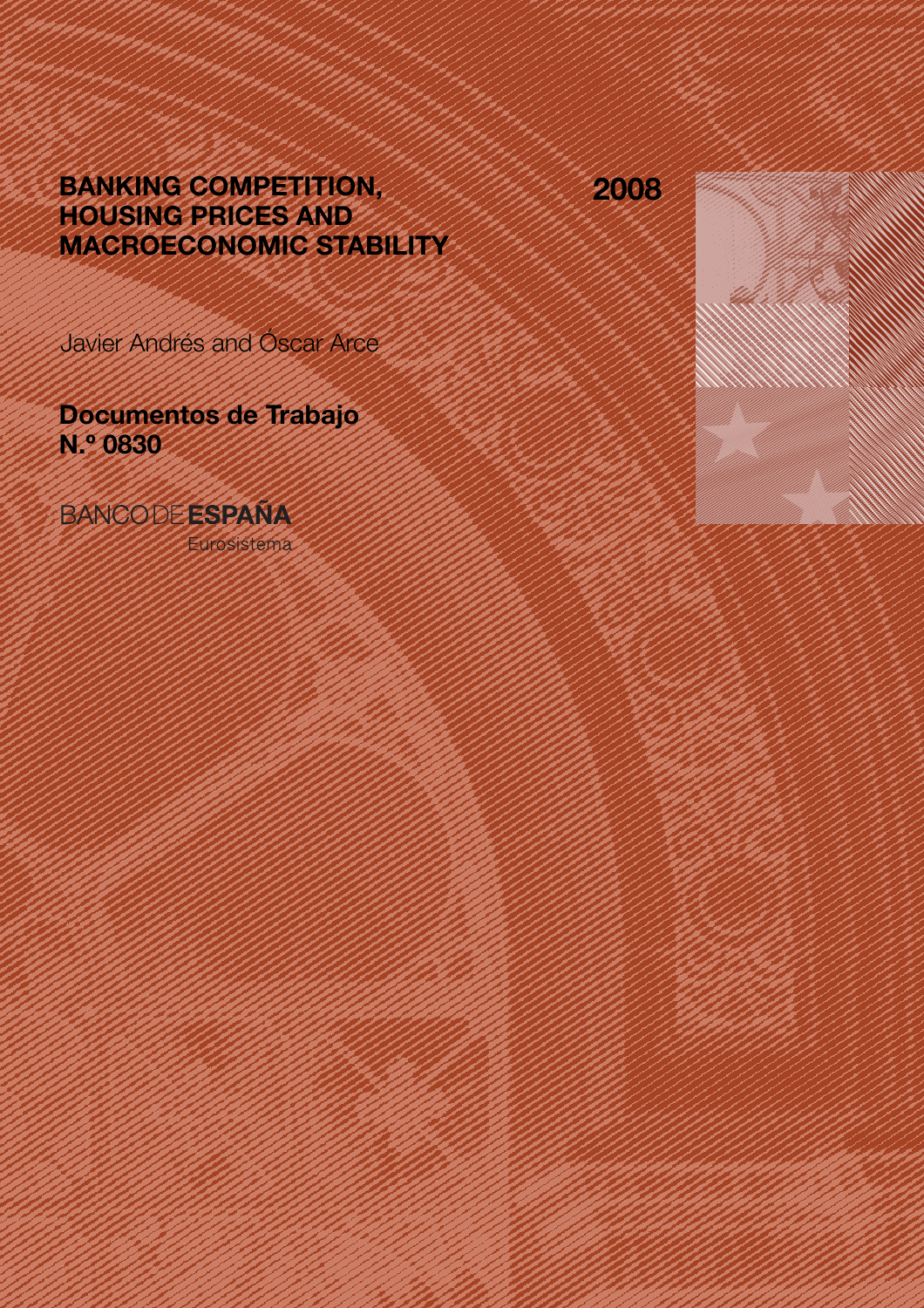# BANKING COMPETITION, HOUSING PRICES AND MACROECONOMIC STABILITY

2008

Javier Andrés and Óscar Arce

**Documentos de Trabajo N.º 0830**

BANCO DE **ESPAÑA**

Eurosistema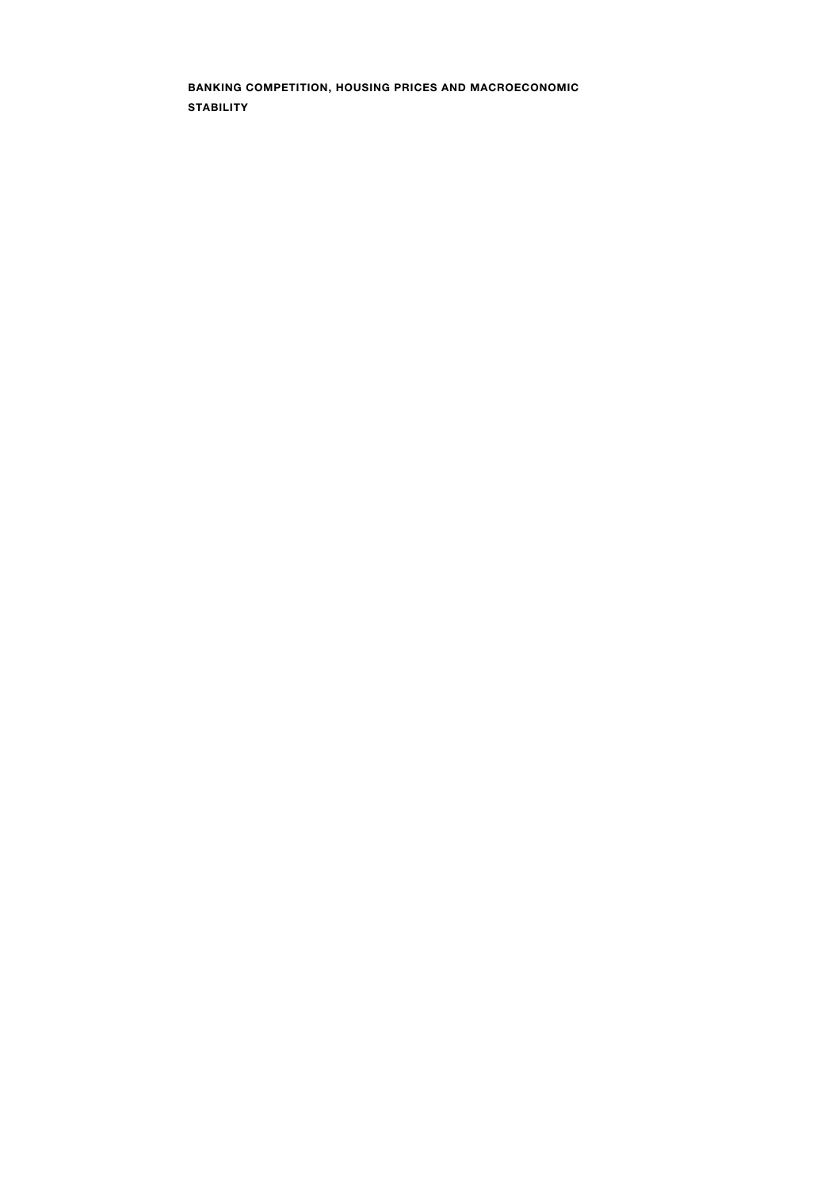**BANKING COMPETITION, HOUSING PRICES AND MACROECONOMIC STABILITY**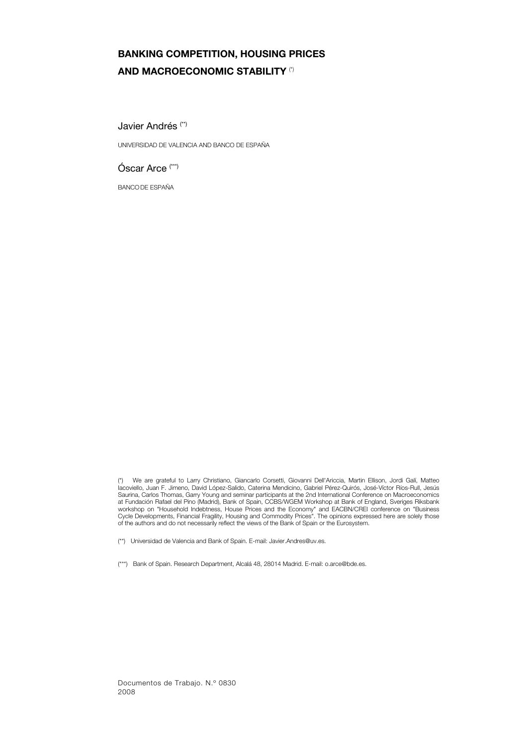# BANKING COMPETITION, HOUSING PRICES AND MACROECONOMIC STABILITY (*)

Javier Andrés (**)

UNIVERSIDAD DE VALENCIA AND BANCO DE ESPAÑA

Óscar Arce (***)

BANCO DE ESPAÑA

(*) We are grateful to Larry Christiano, Giancarlo Corsetti, Giovanni Dell'Ariccia, Martin Ellison, Jordi Galí, Matteo Iacoviello, Juan F. Jimeno, David López-Salido, Caterina Mendicino, Gabriel Pérez-Quirós, José-Víctor Ríos-Rull, Jesús Saurina, Carlos Thomas, Garry Young and seminar participants at the 2nd International Conference on Macroeconomics at Fundación Rafael del Pino (Madrid), Bank of Spain, CCBS/WGEM Workshop at Bank of England, Sveriges Riksbank workshop on "Household Indebtness, House Prices and the Economy" and EACBN/CREI conference on "Business Cycle Developments, Financial Fragility, Housing and Commodity Prices". The opinions expressed here are solely those of the authors and do not necessarily reflect the views of the Bank of Spain or the Eurosystem.

(**) Universidad de Valencia and Bank of Spain. E-mail: Javier.Andres@uv.es.

(***) Bank of Spain. Research Department, Alcalá 48, 28014 Madrid. E-mail: o.arce@bde.es.

Documentos de Trabajo. N.º 0830
2008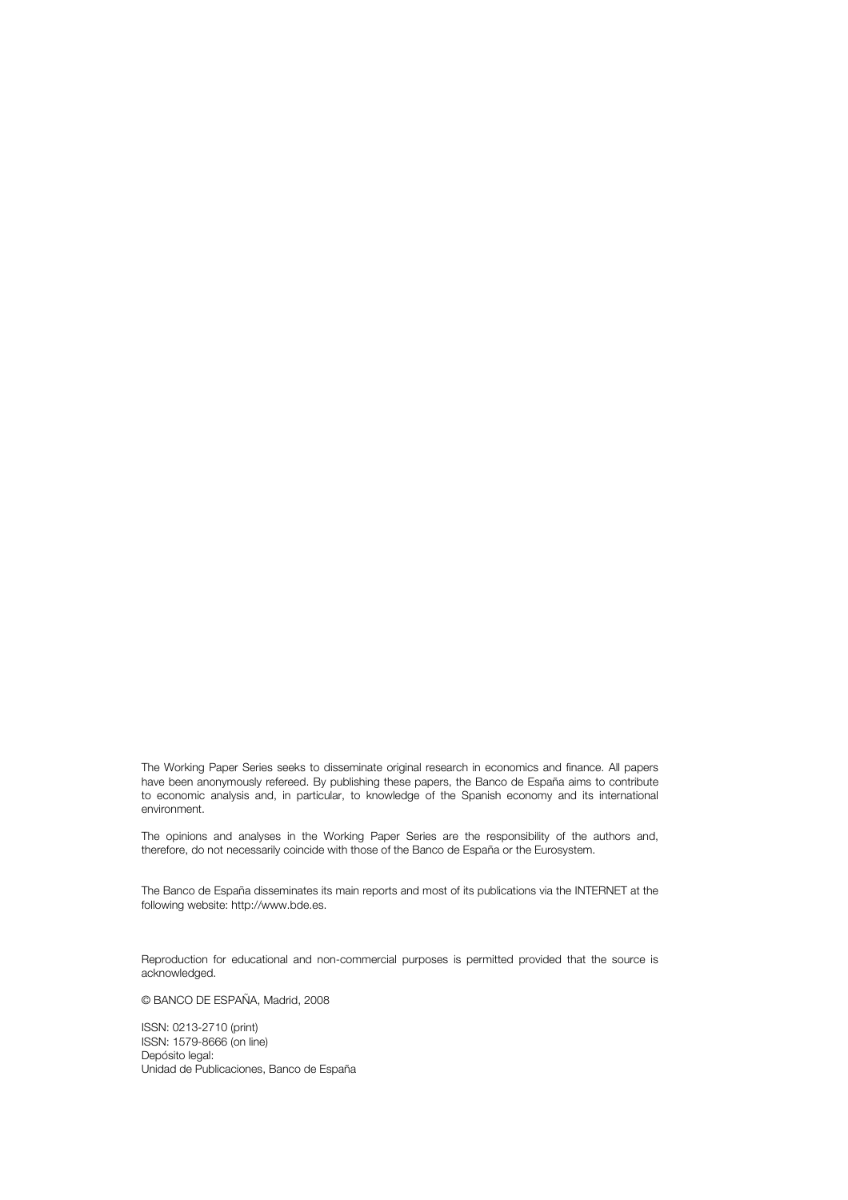The Working Paper Series seeks to disseminate original research in economics and finance. All papers have been anonymously refereed. By publishing these papers, the Banco de España aims to contribute to economic analysis and, in particular, to knowledge of the Spanish economy and its international environment.

The opinions and analyses in the Working Paper Series are the responsibility of the authors and, therefore, do not necessarily coincide with those of the Banco de España or the Eurosystem.

The Banco de España disseminates its main reports and most of its publications via the INTERNET at the following website: http://www.bde.es.

Reproduction for educational and non-commercial purposes is permitted provided that the source is acknowledged.

© BANCO DE ESPAÑA, Madrid, 2008

ISSN: 0213-2710 (print)
ISSN: 1579-8666 (on line)
Depósito legal:
Unidad de Publicaciones, Banco de España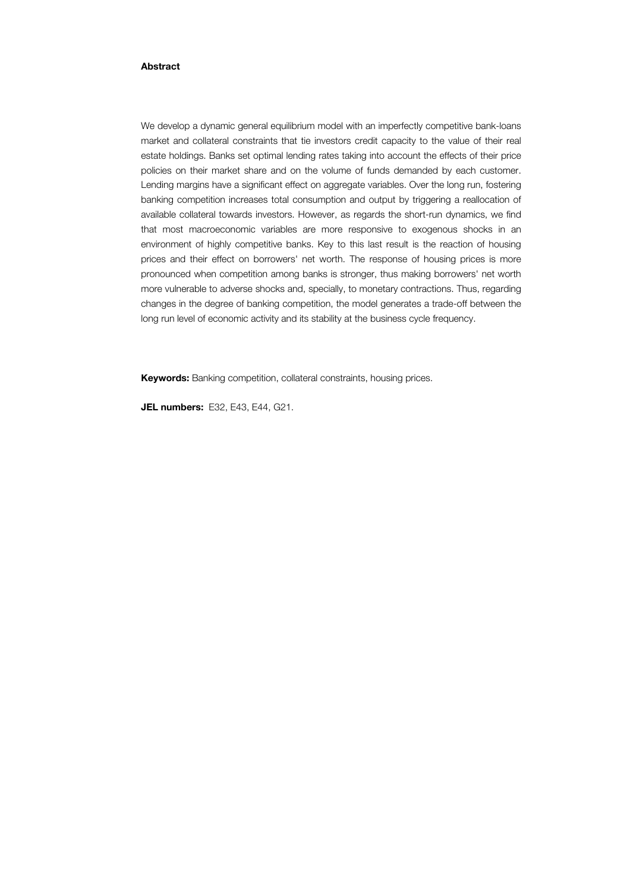**Abstract**

We develop a dynamic general equilibrium model with an imperfectly competitive bank-loans market and collateral constraints that tie investors credit capacity to the value of their real estate holdings. Banks set optimal lending rates taking into account the effects of their price policies on their market share and on the volume of funds demanded by each customer. Lending margins have a significant effect on aggregate variables. Over the long run, fostering banking competition increases total consumption and output by triggering a reallocation of available collateral towards investors. However, as regards the short-run dynamics, we find that most macroeconomic variables are more responsive to exogenous shocks in an environment of highly competitive banks. Key to this last result is the reaction of housing prices and their effect on borrowers' net worth. The response of housing prices is more pronounced when competition among banks is stronger, thus making borrowers' net worth more vulnerable to adverse shocks and, specially, to monetary contractions. Thus, regarding changes in the degree of banking competition, the model generates a trade-off between the long run level of economic activity and its stability at the business cycle frequency.

**Keywords:** Banking competition, collateral constraints, housing prices.

**JEL numbers:** E32, E43, E44, G21.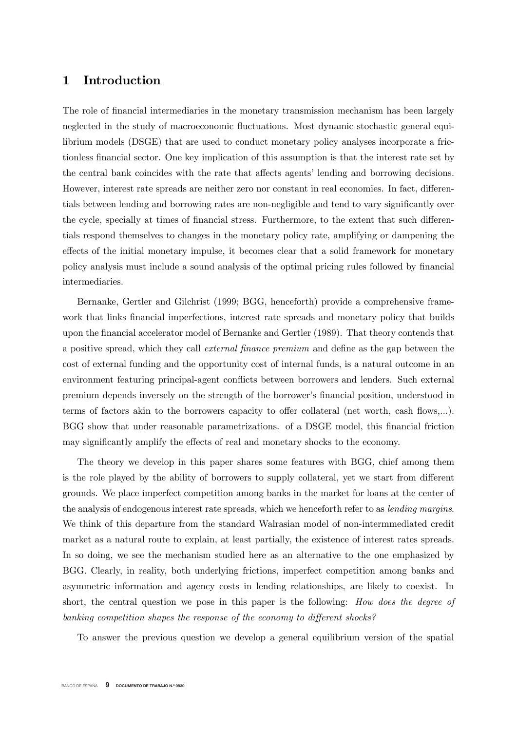# 1 Introduction

The role of financial intermediaries in the monetary transmission mechanism has been largely neglected in the study of macroeconomic fluctuations. Most dynamic stochastic general equilibrium models (DSGE) that are used to conduct monetary policy analyses incorporate a frictionless financial sector. One key implication of this assumption is that the interest rate set by the central bank coincides with the rate that affects agents' lending and borrowing decisions. However, interest rate spreads are neither zero nor constant in real economies. In fact, differentials between lending and borrowing rates are non-negligible and tend to vary significantly over the cycle, specially at times of financial stress. Furthermore, to the extent that such differentials respond themselves to changes in the monetary policy rate, amplifying or dampening the effects of the initial monetary impulse, it becomes clear that a solid framework for monetary policy analysis must include a sound analysis of the optimal pricing rules followed by financial intermediaries.

Bernanke, Gertler and Gilchrist (1999; BGG, henceforth) provide a comprehensive framework that links financial imperfections, interest rate spreads and monetary policy that builds upon the financial accelerator model of Bernanke and Gertler (1989). That theory contends that a positive spread, which they call *external finance premium* and define as the gap between the cost of external funding and the opportunity cost of internal funds, is a natural outcome in an environment featuring principal-agent conflicts between borrowers and lenders. Such external premium depends inversely on the strength of the borrower's financial position, understood in terms of factors akin to the borrowers capacity to offer collateral (net worth, cash flows,...). BGG show that under reasonable parametrizations. of a DSGE model, this financial friction may significantly amplify the effects of real and monetary shocks to the economy.

The theory we develop in this paper shares some features with BGG, chief among them is the role played by the ability of borrowers to supply collateral, yet we start from different grounds. We place imperfect competition among banks in the market for loans at the center of the analysis of endogenous interest rate spreads, which we henceforth refer to as *lending margins*. We think of this departure from the standard Walrasian model of non-intermmediated credit market as a natural route to explain, at least partially, the existence of interest rates spreads. In so doing, we see the mechanism studied here as an alternative to the one emphasized by BGG. Clearly, in reality, both underlying frictions, imperfect competition among banks and asymmetric information and agency costs in lending relationships, are likely to coexist. In short, the central question we pose in this paper is the following: *How does the degree of banking competition shapes the response of the economy to different shocks?*

To answer the previous question we develop a general equilibrium version of the spatial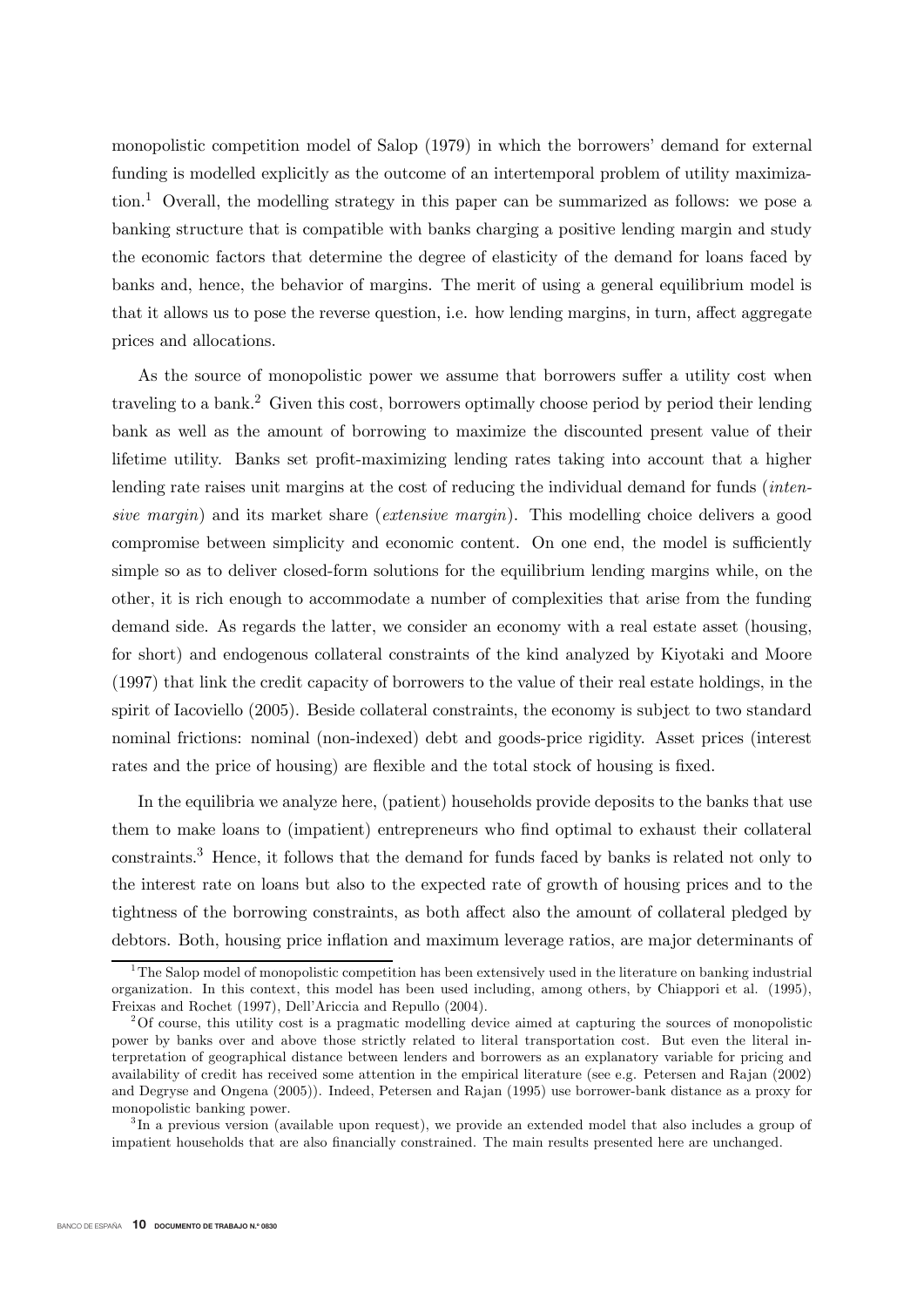monopolistic competition model of Salop (1979) in which the borrowers' demand for external funding is modelled explicitly as the outcome of an intertemporal problem of utility maximization.[1] Overall, the modelling strategy in this paper can be summarized as follows: we pose a banking structure that is compatible with banks charging a positive lending margin and study the economic factors that determine the degree of elasticity of the demand for loans faced by banks and, hence, the behavior of margins. The merit of using a general equilibrium model is that it allows us to pose the reverse question, i.e. how lending margins, in turn, affect aggregate prices and allocations.

As the source of monopolistic power we assume that borrowers suffer a utility cost when traveling to a bank.[2] Given this cost, borrowers optimally choose period by period their lending bank as well as the amount of borrowing to maximize the discounted present value of their lifetime utility. Banks set profit-maximizing lending rates taking into account that a higher lending rate raises unit margins at the cost of reducing the individual demand for funds (*intensive margin*) and its market share (*extensive margin*). This modelling choice delivers a good compromise between simplicity and economic content. On one end, the model is sufficiently simple so as to deliver closed-form solutions for the equilibrium lending margins while, on the other, it is rich enough to accommodate a number of complexities that arise from the funding demand side. As regards the latter, we consider an economy with a real estate asset (housing, for short) and endogenous collateral constraints of the kind analyzed by Kiyotaki and Moore (1997) that link the credit capacity of borrowers to the value of their real estate holdings, in the spirit of Iacoviello (2005). Beside collateral constraints, the economy is subject to two standard nominal frictions: nominal (non-indexed) debt and goods-price rigidity. Asset prices (interest rates and the price of housing) are flexible and the total stock of housing is fixed.

In the equilibria we analyze here, (patient) households provide deposits to the banks that use them to make loans to (impatient) entrepreneurs who find optimal to exhaust their collateral constraints.[3] Hence, it follows that the demand for funds faced by banks is related not only to the interest rate on loans but also to the expected rate of growth of housing prices and to the tightness of the borrowing constraints, as both affect also the amount of collateral pledged by debtors. Both, housing price inflation and maximum leverage ratios, are major determinants of

[1] The Salop model of monopolistic competition has been extensively used in the literature on banking industrial organization. In this context, this model has been used including, among others, by Chiappori et al. (1995), Freixas and Rochet (1997), Dell'Ariccia and Repullo (2004).

[2] Of course, this utility cost is a pragmatic modelling device aimed at capturing the sources of monopolistic power by banks over and above those strictly related to literal transportation cost. But even the literal interpretation of geographical distance between lenders and borrowers as an explanatory variable for pricing and availability of credit has received some attention in the empirical literature (see e.g. Petersen and Rajan (2002) and Degryse and Ongena (2005)). Indeed, Petersen and Rajan (1995) use borrower-bank distance as a proxy for monopolistic banking power.

[3] In a previous version (available upon request), we provide an extended model that also includes a group of impatient households that are also financially constrained. The main results presented here are unchanged.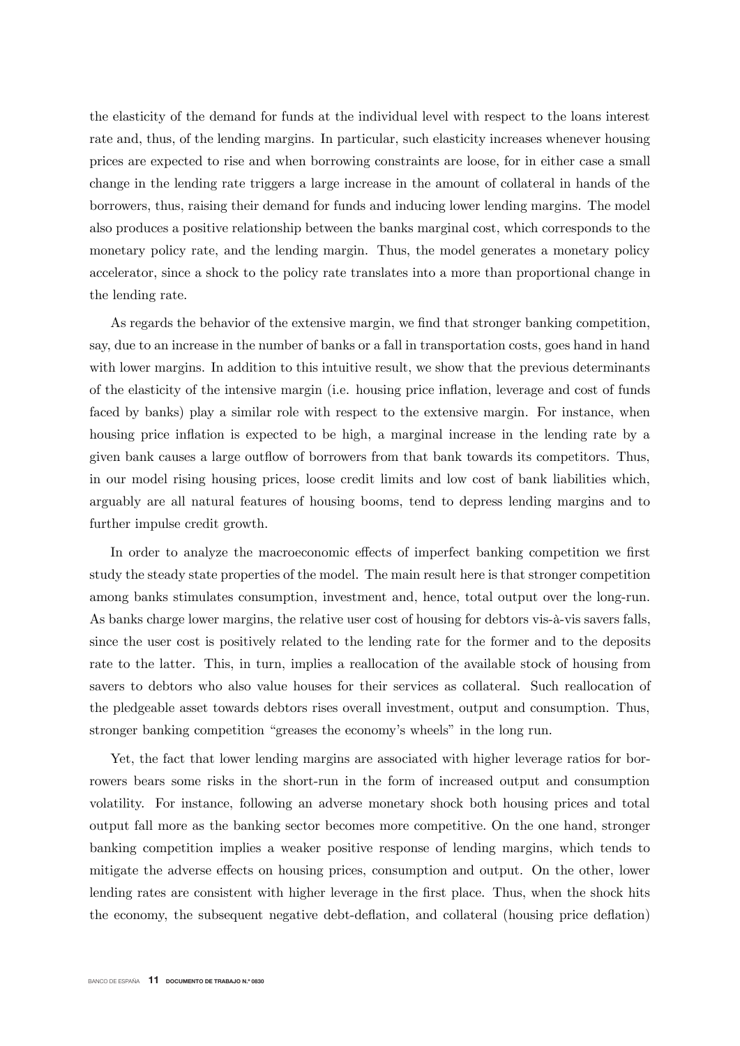the elasticity of the demand for funds at the individual level with respect to the loans interest rate and, thus, of the lending margins. In particular, such elasticity increases whenever housing prices are expected to rise and when borrowing constraints are loose, for in either case a small change in the lending rate triggers a large increase in the amount of collateral in hands of the borrowers, thus, raising their demand for funds and inducing lower lending margins. The model also produces a positive relationship between the banks marginal cost, which corresponds to the monetary policy rate, and the lending margin. Thus, the model generates a monetary policy accelerator, since a shock to the policy rate translates into a more than proportional change in the lending rate.

As regards the behavior of the extensive margin, we find that stronger banking competition, say, due to an increase in the number of banks or a fall in transportation costs, goes hand in hand with lower margins. In addition to this intuitive result, we show that the previous determinants of the elasticity of the intensive margin (i.e. housing price inflation, leverage and cost of funds faced by banks) play a similar role with respect to the extensive margin. For instance, when housing price inflation is expected to be high, a marginal increase in the lending rate by a given bank causes a large outflow of borrowers from that bank towards its competitors. Thus, in our model rising housing prices, loose credit limits and low cost of bank liabilities which, arguably are all natural features of housing booms, tend to depress lending margins and to further impulse credit growth.

In order to analyze the macroeconomic effects of imperfect banking competition we first study the steady state properties of the model. The main result here is that stronger competition among banks stimulates consumption, investment and, hence, total output over the long-run. As banks charge lower margins, the relative user cost of housing for debtors vis-à-vis savers falls, since the user cost is positively related to the lending rate for the former and to the deposits rate to the latter. This, in turn, implies a reallocation of the available stock of housing from savers to debtors who also value houses for their services as collateral. Such reallocation of the pledgeable asset towards debtors rises overall investment, output and consumption. Thus, stronger banking competition "greases the economy's wheels" in the long run.

Yet, the fact that lower lending margins are associated with higher leverage ratios for borrowers bears some risks in the short-run in the form of increased output and consumption volatility. For instance, following an adverse monetary shock both housing prices and total output fall more as the banking sector becomes more competitive. On the one hand, stronger banking competition implies a weaker positive response of lending margins, which tends to mitigate the adverse effects on housing prices, consumption and output. On the other, lower lending rates are consistent with higher leverage in the first place. Thus, when the shock hits the economy, the subsequent negative debt-deflation, and collateral (housing price deflation)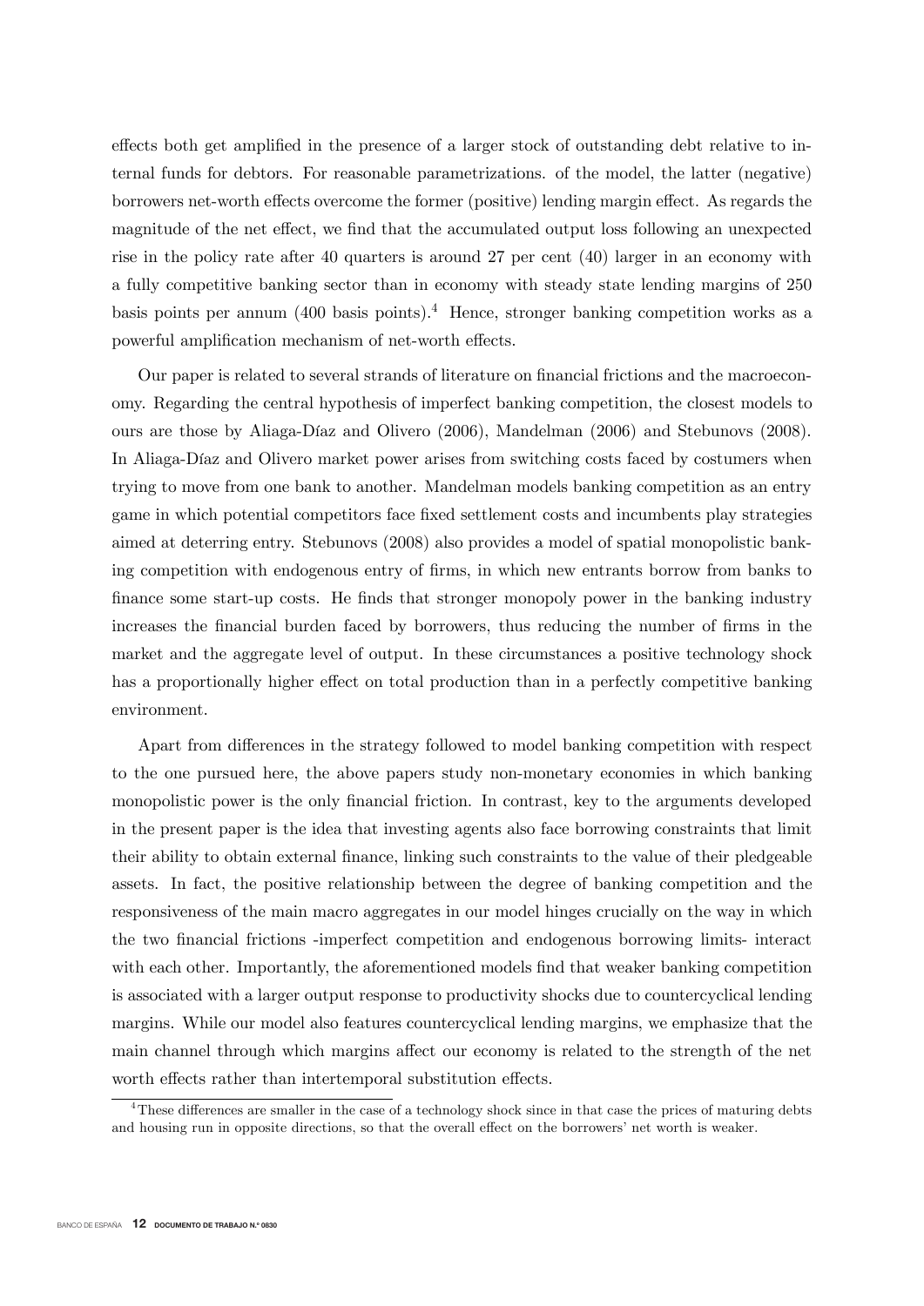effects both get amplified in the presence of a larger stock of outstanding debt relative to internal funds for debtors. For reasonable parametrizations. of the model, the latter (negative) borrowers net-worth effects overcome the former (positive) lending margin effect. As regards the magnitude of the net effect, we find that the accumulated output loss following an unexpected rise in the policy rate after 40 quarters is around 27 per cent (40) larger in an economy with a fully competitive banking sector than in economy with steady state lending margins of 250 basis points per annum (400 basis points).[4] Hence, stronger banking competition works as a powerful amplification mechanism of net-worth effects.

Our paper is related to several strands of literature on financial frictions and the macroeconomy. Regarding the central hypothesis of imperfect banking competition, the closest models to ours are those by Aliaga-Díaz and Olivero (2006), Mandelman (2006) and Stebunovs (2008). In Aliaga-Díaz and Olivero market power arises from switching costs faced by costumers when trying to move from one bank to another. Mandelman models banking competition as an entry game in which potential competitors face fixed settlement costs and incumbents play strategies aimed at deterring entry. Stebunovs (2008) also provides a model of spatial monopolistic banking competition with endogenous entry of firms, in which new entrants borrow from banks to finance some start-up costs. He finds that stronger monopoly power in the banking industry increases the financial burden faced by borrowers, thus reducing the number of firms in the market and the aggregate level of output. In these circumstances a positive technology shock has a proportionally higher effect on total production than in a perfectly competitive banking environment.

Apart from differences in the strategy followed to model banking competition with respect to the one pursued here, the above papers study non-monetary economies in which banking monopolistic power is the only financial friction. In contrast, key to the arguments developed in the present paper is the idea that investing agents also face borrowing constraints that limit their ability to obtain external finance, linking such constraints to the value of their pledgeable assets. In fact, the positive relationship between the degree of banking competition and the responsiveness of the main macro aggregates in our model hinges crucially on the way in which the two financial frictions -imperfect competition and endogenous borrowing limits- interact with each other. Importantly, the aforementioned models find that weaker banking competition is associated with a larger output response to productivity shocks due to countercyclical lending margins. While our model also features countercyclical lending margins, we emphasize that the main channel through which margins affect our economy is related to the strength of the net worth effects rather than intertemporal substitution effects.

[4] These differences are smaller in the case of a technology shock since in that case the prices of maturing debts and housing run in opposite directions, so that the overall effect on the borrowers' net worth is weaker.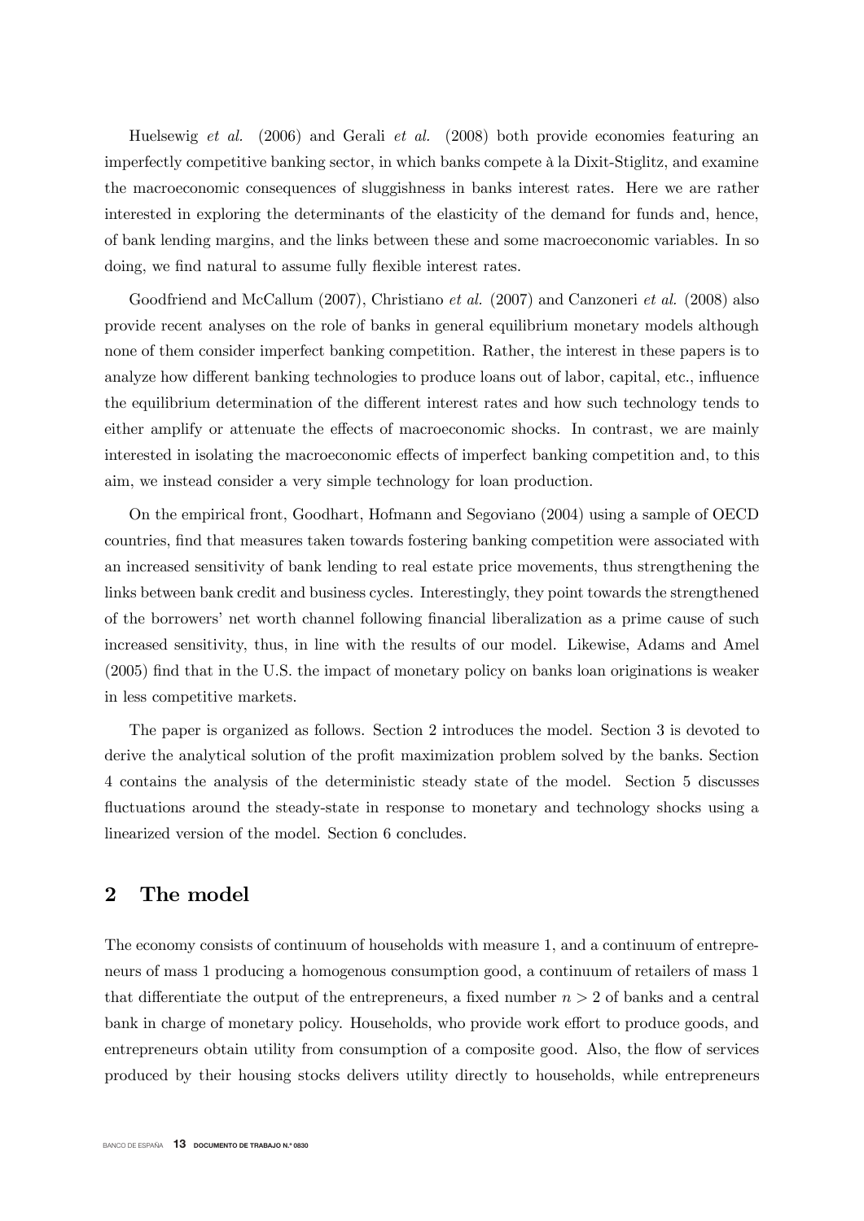Huelsewig *et al.* (2006) and Gerali *et al.* (2008) both provide economies featuring an imperfectly competitive banking sector, in which banks compete à la Dixit-Stiglitz, and examine the macroeconomic consequences of sluggishness in banks interest rates. Here we are rather interested in exploring the determinants of the elasticity of the demand for funds and, hence, of bank lending margins, and the links between these and some macroeconomic variables. In so doing, we find natural to assume fully flexible interest rates.

Goodfriend and McCallum (2007), Christiano *et al.* (2007) and Canzoneri *et al.* (2008) also provide recent analyses on the role of banks in general equilibrium monetary models although none of them consider imperfect banking competition. Rather, the interest in these papers is to analyze how different banking technologies to produce loans out of labor, capital, etc., influence the equilibrium determination of the different interest rates and how such technology tends to either amplify or attenuate the effects of macroeconomic shocks. In contrast, we are mainly interested in isolating the macroeconomic effects of imperfect banking competition and, to this aim, we instead consider a very simple technology for loan production.

On the empirical front, Goodhart, Hofmann and Segoviano (2004) using a sample of OECD countries, find that measures taken towards fostering banking competition were associated with an increased sensitivity of bank lending to real estate price movements, thus strengthening the links between bank credit and business cycles. Interestingly, they point towards the strengthened of the borrowers' net worth channel following financial liberalization as a prime cause of such increased sensitivity, thus, in line with the results of our model. Likewise, Adams and Amel (2005) find that in the U.S. the impact of monetary policy on banks loan originations is weaker in less competitive markets.

The paper is organized as follows. Section 2 introduces the model. Section 3 is devoted to derive the analytical solution of the profit maximization problem solved by the banks. Section 4 contains the analysis of the deterministic steady state of the model. Section 5 discusses fluctuations around the steady-state in response to monetary and technology shocks using a linearized version of the model. Section 6 concludes.

## 2 The model

The economy consists of continuum of households with measure 1, and a continuum of entrepreneurs of mass 1 producing a homogenous consumption good, a continuum of retailers of mass 1 that differentiate the output of the entrepreneurs, a fixed number $n > 2$ of banks and a central bank in charge of monetary policy. Households, who provide work effort to produce goods, and entrepreneurs obtain utility from consumption of a composite good. Also, the flow of services produced by their housing stocks delivers utility directly to households, while entrepreneurs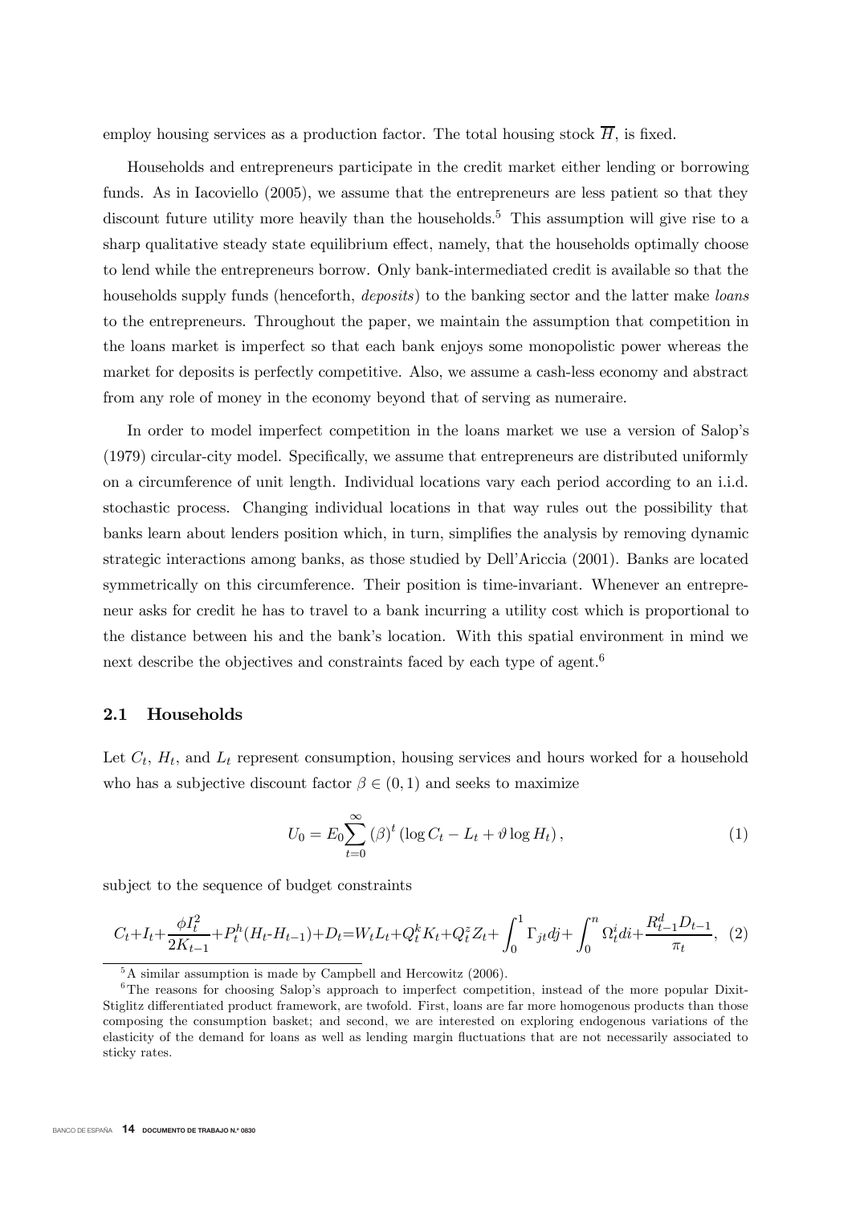employ housing services as a production factor. The total housing stock $\overline{H}$, is fixed.

Households and entrepreneurs participate in the credit market either lending or borrowing funds. As in Iacoviello (2005), we assume that the entrepreneurs are less patient so that they discount future utility more heavily than the households.[5] This assumption will give rise to a sharp qualitative steady state equilibrium effect, namely, that the households optimally choose to lend while the entrepreneurs borrow. Only bank-intermediated credit is available so that the households supply funds (henceforth, *deposits*) to the banking sector and the latter make *loans* to the entrepreneurs. Throughout the paper, we maintain the assumption that competition in the loans market is imperfect so that each bank enjoys some monopolistic power whereas the market for deposits is perfectly competitive. Also, we assume a cash-less economy and abstract from any role of money in the economy beyond that of serving as numeraire.

In order to model imperfect competition in the loans market we use a version of Salop's (1979) circular-city model. Specifically, we assume that entrepreneurs are distributed uniformly on a circumference of unit length. Individual locations vary each period according to an i.i.d. stochastic process. Changing individual locations in that way rules out the possibility that banks learn about lenders position which, in turn, simplifies the analysis by removing dynamic strategic interactions among banks, as those studied by Dell'Ariccia (2001). Banks are located symmetrically on this circumference. Their position is time-invariant. Whenever an entrepreneur asks for credit he has to travel to a bank incurring a utility cost which is proportional to the distance between his and the bank's location. With this spatial environment in mind we next describe the objectives and constraints faced by each type of agent.[6]

## 2.1 Households

Let $C_t$, $H_t$, and $L_t$ represent consumption, housing services and hours worked for a household who has a subjective discount factor $\beta \in (0,1)$ and seeks to maximize

$$U_0 = E_0 \sum_{t=0}^{\infty} (\beta)^t \left( \log C_t - L_t + \vartheta \log H_t \right), \tag{1}$$

subject to the sequence of budget constraints

$$C_t + I_t + \frac{\phi I_t^2}{2K_{t-1}} + P_t^h (H_t - H_{t-1}) + D_t = W_t L_t + Q_t^k K_t + Q_t^z Z_t + \int_0^1 \Gamma_{jt} dj + \int_0^n \Omega_t^i di + \frac{R_{t-1}^d D_{t-1}}{\pi_t}, \tag{2}$$

[5] A similar assumption is made by Campbell and Hercowitz (2006).

[6] The reasons for choosing Salop's approach to imperfect competition, instead of the more popular Dixit-Stiglitz differentiated product framework, are twofold. First, loans are far more homogenous products than those composing the consumption basket; and second, we are interested on exploring endogenous variations of the elasticity of the demand for loans as well as lending margin fluctuations that are not necessarily associated to sticky rates.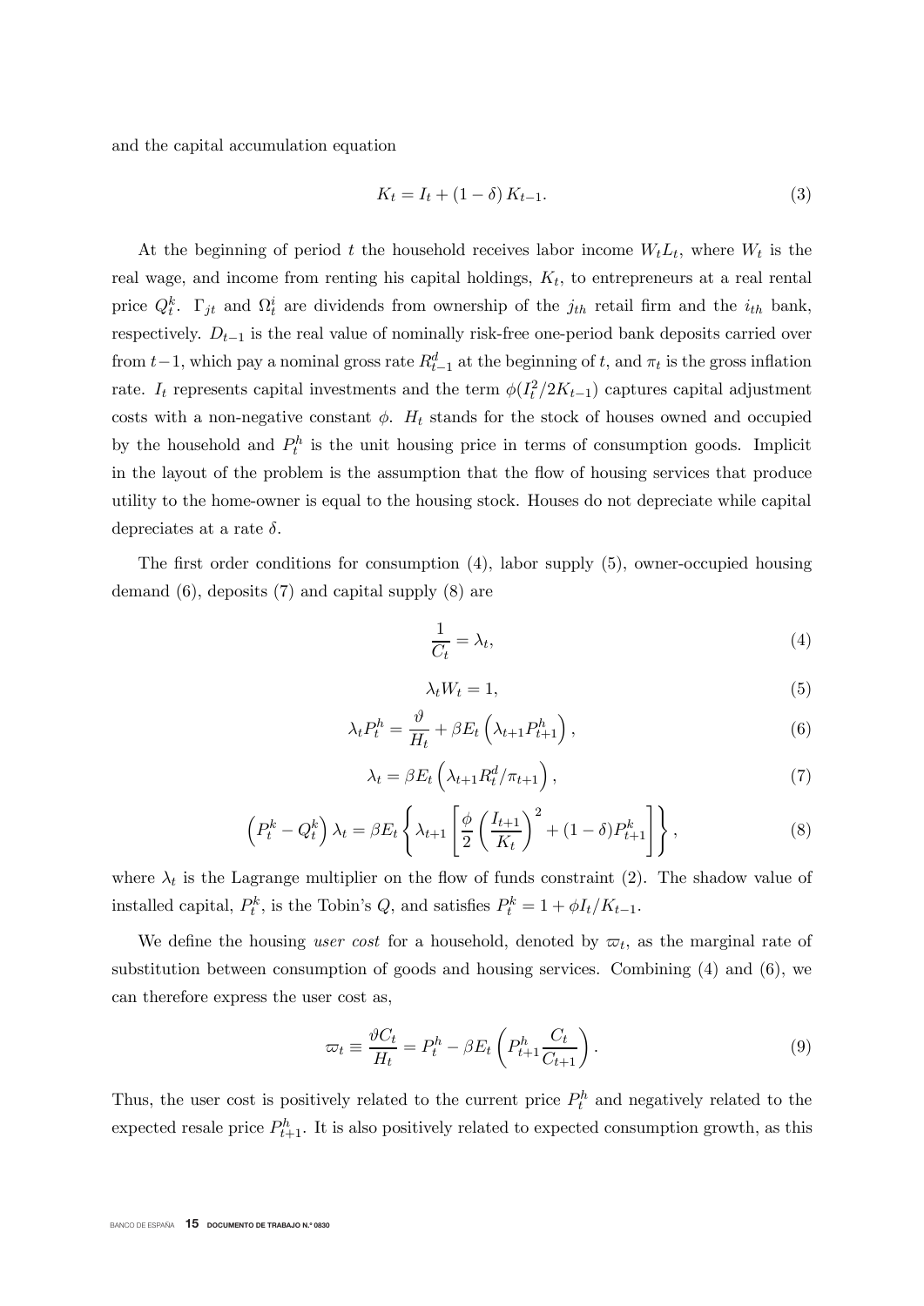and the capital accumulation equation

$$K_t = I_t + (1-\delta) K_{t-1}. \tag{3}$$

At the beginning of period $t$ the household receives labor income $W_t L_t$, where $W_t$ is the real wage, and income from renting his capital holdings, $K_t$, to entrepreneurs at a real rental price $Q_t^k$. $\Gamma_{jt}$ and $\Omega_t^i$ are dividends from ownership of the $j_{th}$ retail firm and the $i_{th}$ bank, respectively. $D_{t-1}$ is the real value of nominally risk-free one-period bank deposits carried over from $t-1$, which pay a nominal gross rate $R_{t-1}^d$ at the beginning of $t$, and $\pi_t$ is the gross inflation rate. $I_t$ represents capital investments and the term $\phi(I_t^2/2K_{t-1})$ captures capital adjustment costs with a non-negative constant $\phi$. $H_t$ stands for the stock of houses owned and occupied by the household and $P_t^h$ is the unit housing price in terms of consumption goods. Implicit in the layout of the problem is the assumption that the flow of housing services that produce utility to the home-owner is equal to the housing stock. Houses do not depreciate while capital depreciates at a rate $\delta$.

The first order conditions for consumption (4), labor supply (5), owner-occupied housing demand (6), deposits (7) and capital supply (8) are

$$\frac{1}{C_t} = \lambda_t, \tag{4}$$

$$\lambda_t W_t = 1, \tag{5}$$

$$\lambda_t P_t^h = \frac{\vartheta}{H_t} + \beta E_t \left( \lambda_{t+1} P_{t+1}^h \right), \tag{6}$$

$$\lambda_t = \beta E_t \left( \lambda_{t+1} R_t^d / \pi_{t+1} \right), \tag{7}$$

$$\left( P_t^k - Q_t^k \right) \lambda_t = \beta E_t \left\{ \lambda_{t+1} \left[ \frac{\phi}{2} \left( \frac{I_{t+1}}{K_t} \right)^2 + (1-\delta) P_{t+1}^k \right] \right\}, \tag{8}$$

where $\lambda_t$ is the Lagrange multiplier on the flow of funds constraint (2). The shadow value of installed capital, $P_t^k$, is the Tobin's $Q$, and satisfies $P_t^k = 1 + \phi I_t / K_{t-1}$.

We define the housing *user cost* for a household, denoted by $\varpi_t$, as the marginal rate of substitution between consumption of goods and housing services. Combining (4) and (6), we can therefore express the user cost as,

$$\varpi_t \equiv \frac{\vartheta C_t}{H_t} = P_t^h - \beta E_t \left( P_{t+1}^h \frac{C_t}{C_{t+1}} \right). \tag{9}$$

Thus, the user cost is positively related to the current price $P_t^h$ and negatively related to the expected resale price $P_{t+1}^h$. It is also positively related to expected consumption growth, as this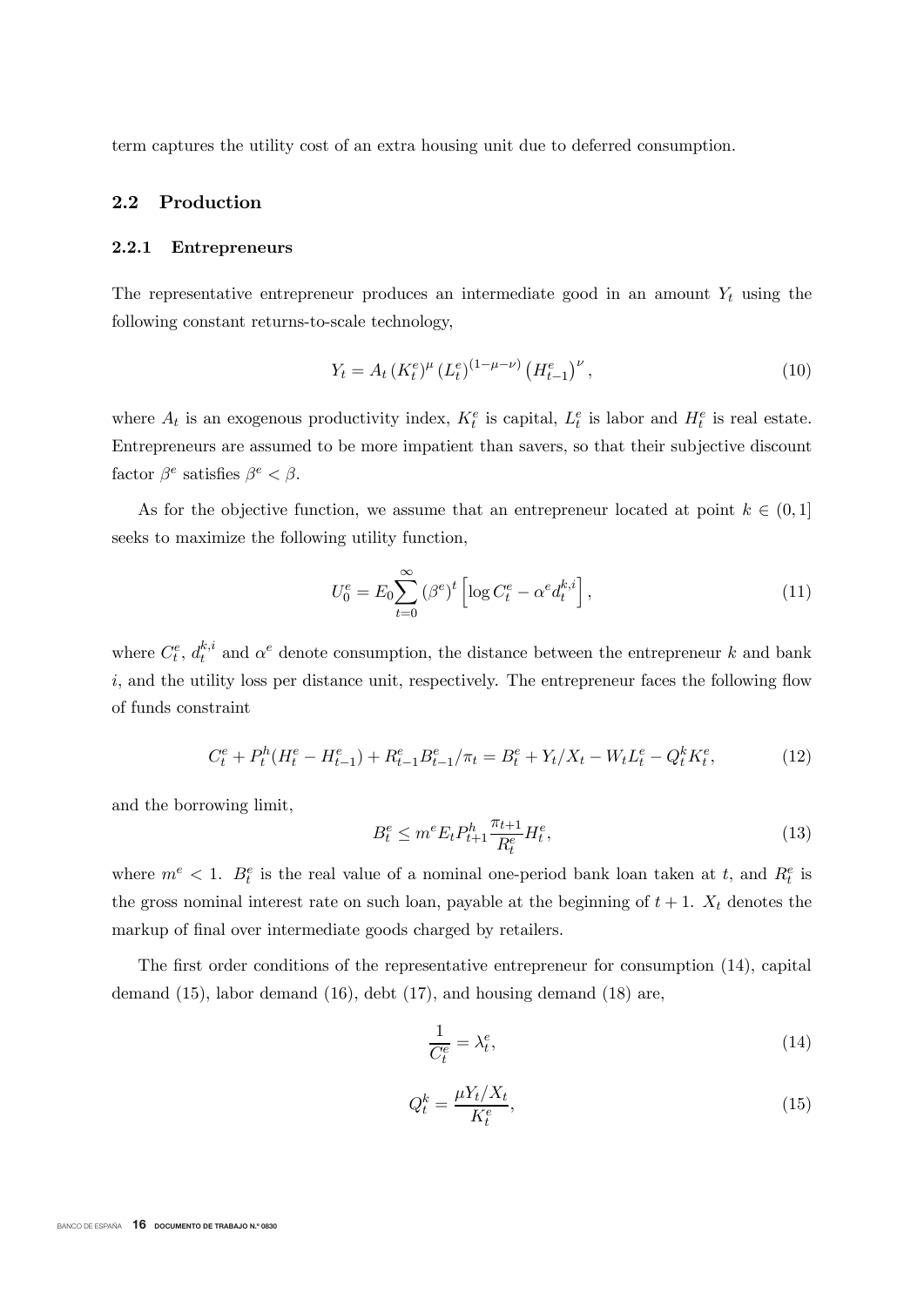term captures the utility cost of an extra housing unit due to deferred consumption.

## 2.2 Production

### 2.2.1 Entrepreneurs

The representative entrepreneur produces an intermediate good in an amount $Y_t$ using the following constant returns-to-scale technology,

$$Y_t = A_t \left(K_t^e\right)^{\mu} \left(L_t^e\right)^{(1-\mu-\nu)} \left(H_{t-1}^e\right)^{\nu}, \tag{10}$$

where $A_t$ is an exogenous productivity index, $K_t^e$ is capital, $L_t^e$ is labor and $H_t^e$ is real estate. Entrepreneurs are assumed to be more impatient than savers, so that their subjective discount factor $\beta^e$ satisfies $\beta^e < \beta$.

As for the objective function, we assume that an entrepreneur located at point $k \in (0, 1]$ seeks to maximize the following utility function,

$$U_0^e = E_0 \sum_{t=0}^{\infty} \left(\beta^e\right)^t \left[\log C_t^e - \alpha^e d_t^{k,i}\right], \tag{11}$$

where $C_t^e$, $d_t^{k,i}$ and $\alpha^e$ denote consumption, the distance between the entrepreneur $k$ and bank $i$, and the utility loss per distance unit, respectively. The entrepreneur faces the following flow of funds constraint

$$C_t^e + P_t^h (H_t^e - H_{t-1}^e) + R_{t-1}^e B_{t-1}^e / \pi_t = B_t^e + Y_t / X_t - W_t L_t^e - Q_t^k K_t^e, \tag{12}$$

and the borrowing limit,

$$B_t^e \leq m^e E_t P_{t+1}^h \frac{\pi_{t+1}}{R_t^e} H_t^e, \tag{13}$$

where $m^e < 1$. $B_t^e$ is the real value of a nominal one-period bank loan taken at $t$, and $R_t^e$ is the gross nominal interest rate on such loan, payable at the beginning of $t+1$. $X_t$ denotes the markup of final over intermediate goods charged by retailers.

The first order conditions of the representative entrepreneur for consumption (14), capital demand (15), labor demand (16), debt (17), and housing demand (18) are,

$$\frac{1}{C_t^e} = \lambda_t^e, \tag{14}$$

$$Q_t^k = \frac{\mu Y_t / X_t}{K_t^e}, \tag{15}$$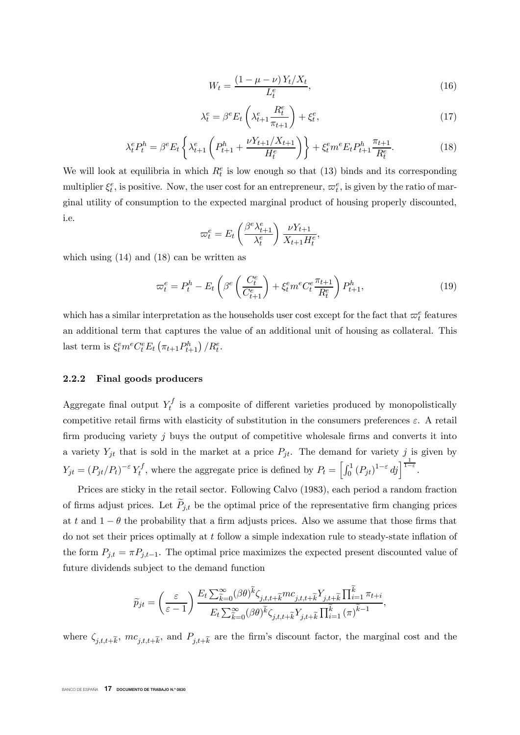$$W_t = \frac{(1-\mu-\nu)\,Y_t/X_t}{L_t^e}, \tag{16}$$

$$\lambda_t^e = \beta^e E_t\left(\lambda_{t+1}^e \frac{R_t^e}{\pi_{t+1}}\right) + \xi_t^e, \tag{17}$$

$$\lambda_t^e P_t^h = \beta^e E_t\left\{\lambda_{t+1}^e\left(P_{t+1}^h + \frac{\nu Y_{t+1}/X_{t+1}}{H_t^e}\right)\right\} + \xi_t^e m^e E_t P_{t+1}^h \frac{\pi_{t+1}}{R_t^e}. \tag{18}$$

We will look at equilibria in which $R_t^e$ is low enough so that (13) binds and its corresponding multiplier $\xi_t^e$, is positive. Now, the user cost for an entrepreneur, $\varpi_t^e$, is given by the ratio of marginal utility of consumption to the expected marginal product of housing properly discounted, i.e.

$$\varpi_t^e = E_t\left(\frac{\beta^e \lambda_{t+1}^e}{\lambda_t^e}\right)\frac{\nu Y_{t+1}}{X_{t+1} H_t^e},$$

which using (14) and (18) can be written as

$$\varpi_t^e = P_t^h - E_t\left(\beta^e\left(\frac{C_t^e}{C_{t+1}^e}\right) + \xi_t^e m^e C_t^e \frac{\pi_{t+1}}{R_t^e}\right) P_{t+1}^h, \tag{19}$$

which has a similar interpretation as the households user cost except for the fact that $\varpi_t^e$ features an additional term that captures the value of an additional unit of housing as collateral. This last term is $\xi_t^e m^e C_t^e E_t\left(\pi_{t+1} P_{t+1}^h\right)/R_t^e$.

### 2.2.2 Final goods producers

Aggregate final output $Y_t^f$ is a composite of different varieties produced by monopolistically competitive retail firms with elasticity of substitution in the consumers preferences $\varepsilon$. A retail firm producing variety $j$ buys the output of competitive wholesale firms and converts it into a variety $Y_{jt}$ that is sold in the market at a price $P_{jt}$. The demand for variety $j$ is given by $Y_{jt} = (P_{jt}/P_t)^{-\varepsilon} Y_t^f$, where the aggregate price is defined by $P_t = \left[\int_0^1 (P_{jt})^{1-\varepsilon} dj\right]^{\frac{1}{1-\varepsilon}}$.

Prices are sticky in the retail sector. Following Calvo (1983), each period a random fraction of firms adjust prices. Let $\widetilde{P}_{j,t}$ be the optimal price of the representative firm changing prices at $t$ and $1-\theta$ the probability that a firm adjusts prices. Also we assume that those firms that do not set their prices optimally at $t$ follow a simple indexation rule to steady-state inflation of the form $P_{j,t} = \pi P_{j,t-1}$. The optimal price maximizes the expected present discounted value of future dividends subject to the demand function

$$\widetilde{p}_{jt} = \left(\frac{\varepsilon}{\varepsilon-1}\right)\frac{E_t \sum_{\widetilde{k}=0}^{\infty} (\beta\theta)^{\widetilde{k}} \zeta_{j,t,t+\widetilde{k}} mc_{j,t,t+\widetilde{k}} Y_{j,t+\widetilde{k}} \prod_{i=1}^{\widetilde{k}} \pi_{t+i}}{E_t \sum_{\widetilde{k}=0}^{\infty} (\beta\theta)^{\widetilde{k}} \zeta_{j,t,t+\widetilde{k}} Y_{j,t+\widetilde{k}} \prod_{i=1}^{\widetilde{k}} (\pi)^{\widetilde{k}-1}},$$

where $\zeta_{j,t,t+\widetilde{k}}$, $mc_{j,t,t+\widetilde{k}}$, and $P_{j,t+\widetilde{k}}$ are the firm's discount factor, the marginal cost and the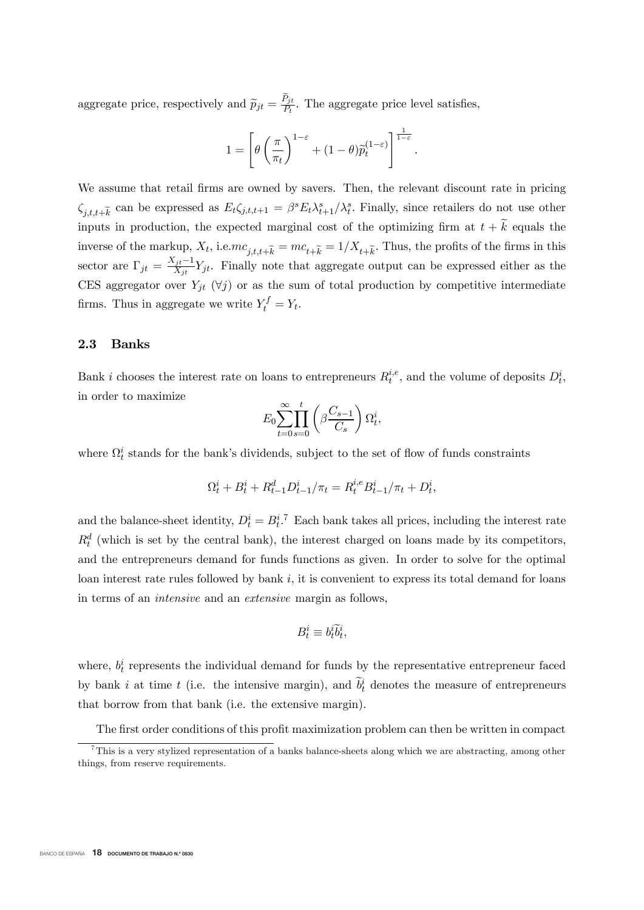aggregate price, respectively and $\widetilde{p}_{jt} = \frac{\widetilde{P}_{jt}}{P_t}$. The aggregate price level satisfies,

$$1 = \left[ \theta \left( \frac{\pi}{\pi_t} \right)^{1-\varepsilon} + (1-\theta) \widetilde{p}_t^{(1-\varepsilon)} \right]^{\frac{1}{1-\varepsilon}}.$$

We assume that retail firms are owned by savers. Then, the relevant discount rate in pricing $\zeta_{j,t,t+\widetilde{k}}$ can be expressed as $E_t \zeta_{j,t,t+1} = \beta^s E_t \lambda_{t+1}^s / \lambda_t^s$. Finally, since retailers do not use other inputs in production, the expected marginal cost of the optimizing firm at $t + \widetilde{k}$ equals the inverse of the markup, $X_t$, i.e.$mc_{j,t,t+\widetilde{k}} = mc_{t+\widetilde{k}} = 1/X_{t+\widetilde{k}}$. Thus, the profits of the firms in this sector are $\Gamma_{jt} = \frac{X_{jt}-1}{X_{jt}} Y_{jt}$. Finally note that aggregate output can be expressed either as the CES aggregator over $Y_{jt}$ $(\forall j)$ or as the sum of total production by competitive intermediate firms. Thus in aggregate we write $Y_t^f = Y_t$.

### 2.3 Banks

Bank $i$ chooses the interest rate on loans to entrepreneurs $R_t^{i,e}$, and the volume of deposits $D_t^i$, in order to maximize

$$E_0 \sum_{t=0}^{\infty} \prod_{s=0}^{t} \left( \beta \frac{C_{s-1}}{C_s} \right) \Omega_t^i,$$

where $\Omega_t^i$ stands for the bank's dividends, subject to the set of flow of funds constraints

$$\Omega_t^i + B_t^i + R_{t-1}^d D_{t-1}^i / \pi_t = R_t^{i,e} B_{t-1}^i / \pi_t + D_t^i,$$

and the balance-sheet identity, $D_t^i = B_t^i$.[7] Each bank takes all prices, including the interest rate $R_t^d$ (which is set by the central bank), the interest charged on loans made by its competitors, and the entrepreneurs demand for funds functions as given. In order to solve for the optimal loan interest rate rules followed by bank $i$, it is convenient to express its total demand for loans in terms of an *intensive* and an *extensive* margin as follows,

$$B_t^i \equiv b_t^i \widetilde{b}_t^i,$$

where, $b_t^i$ represents the individual demand for funds by the representative entrepreneur faced by bank $i$ at time $t$ (i.e. the intensive margin), and $\widetilde{b}_t^i$ denotes the measure of entrepreneurs that borrow from that bank (i.e. the extensive margin).

The first order conditions of this profit maximization problem can then be written in compact

[7] This is a very stylized representation of a banks balance-sheets along which we are abstracting, among other things, from reserve requirements.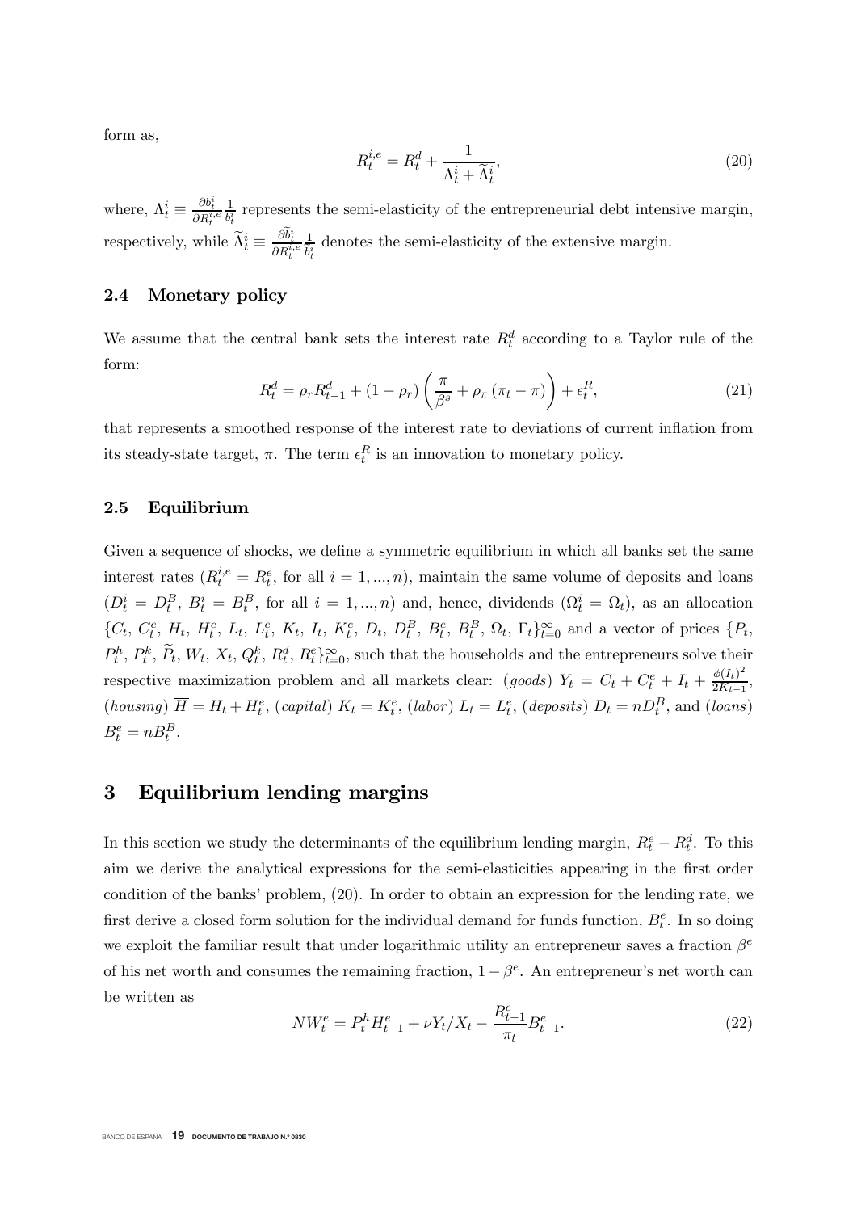form as,

$$R_t^{i,e} = R_t^d + \frac{1}{\Lambda_t^i + \widetilde{\Lambda}_t^i}, \tag{20}$$

where, $\Lambda_t^i \equiv \frac{\partial b_t^i}{\partial R_t^{i,e}} \frac{1}{b_t^i}$ represents the semi-elasticity of the entrepreneurial debt intensive margin, respectively, while $\widetilde{\Lambda}_t^i \equiv \frac{\partial \widetilde{b}_t^i}{\partial R_t^{i,e}} \frac{1}{b_t^i}$ denotes the semi-elasticity of the extensive margin.

### 2.4 Monetary policy

We assume that the central bank sets the interest rate $R_t^d$ according to a Taylor rule of the form:

$$R_t^d = \rho_r R_{t-1}^d + (1 - \rho_r) \left( \frac{\pi}{\beta^s} + \rho_\pi (\pi_t - \pi) \right) + \epsilon_t^R, \tag{21}$$

that represents a smoothed response of the interest rate to deviations of current inflation from its steady-state target, $\pi$. The term $\epsilon_t^R$ is an innovation to monetary policy.

### 2.5 Equilibrium

Given a sequence of shocks, we define a symmetric equilibrium in which all banks set the same interest rates ($R_t^{i,e} = R_t^e$, for all $i = 1, ..., n$), maintain the same volume of deposits and loans ($D_t^i = D_t^B$, $B_t^i = B_t^B$, for all $i = 1, ..., n$) and, hence, dividends ($\Omega_t^i = \Omega_t$), as an allocation $\{C_t, C_t^e, H_t, H_t^e, L_t, L_t^e, K_t, I_t, K_t^e, D_t, D_t^B, B_t^e, B_t^B, \Omega_t, \Gamma_t\}_{t=0}^\infty$ and a vector of prices $\{P_t, P_t^h, P_t^k, \widetilde{P}_t, W_t, X_t, Q_t^k, R_t^d, R_t^e\}_{t=0}^\infty$, such that the households and the entrepreneurs solve their respective maximization problem and all markets clear: (*goods*) $Y_t = C_t + C_t^e + I_t + \frac{\phi(I_t)^2}{2K_{t-1}}$, (*housing*) $\overline{H} = H_t + H_t^e$, (*capital*) $K_t = K_t^e$, (*labor*) $L_t = L_t^e$, (*deposits*) $D_t = nD_t^B$, and (*loans*) $B_t^e = nB_t^B$.

## 3 Equilibrium lending margins

In this section we study the determinants of the equilibrium lending margin, $R_t^e - R_t^d$. To this aim we derive the analytical expressions for the semi-elasticities appearing in the first order condition of the banks' problem, (20). In order to obtain an expression for the lending rate, we first derive a closed form solution for the individual demand for funds function, $B_t^e$. In so doing we exploit the familiar result that under logarithmic utility an entrepreneur saves a fraction $\beta^e$ of his net worth and consumes the remaining fraction, $1 - \beta^e$. An entrepreneur's net worth can be written as

$$NW_t^e = P_t^h H_{t-1}^e + \nu Y_t / X_t - \frac{R_{t-1}^e}{\pi_t} B_{t-1}^e. \tag{22}$$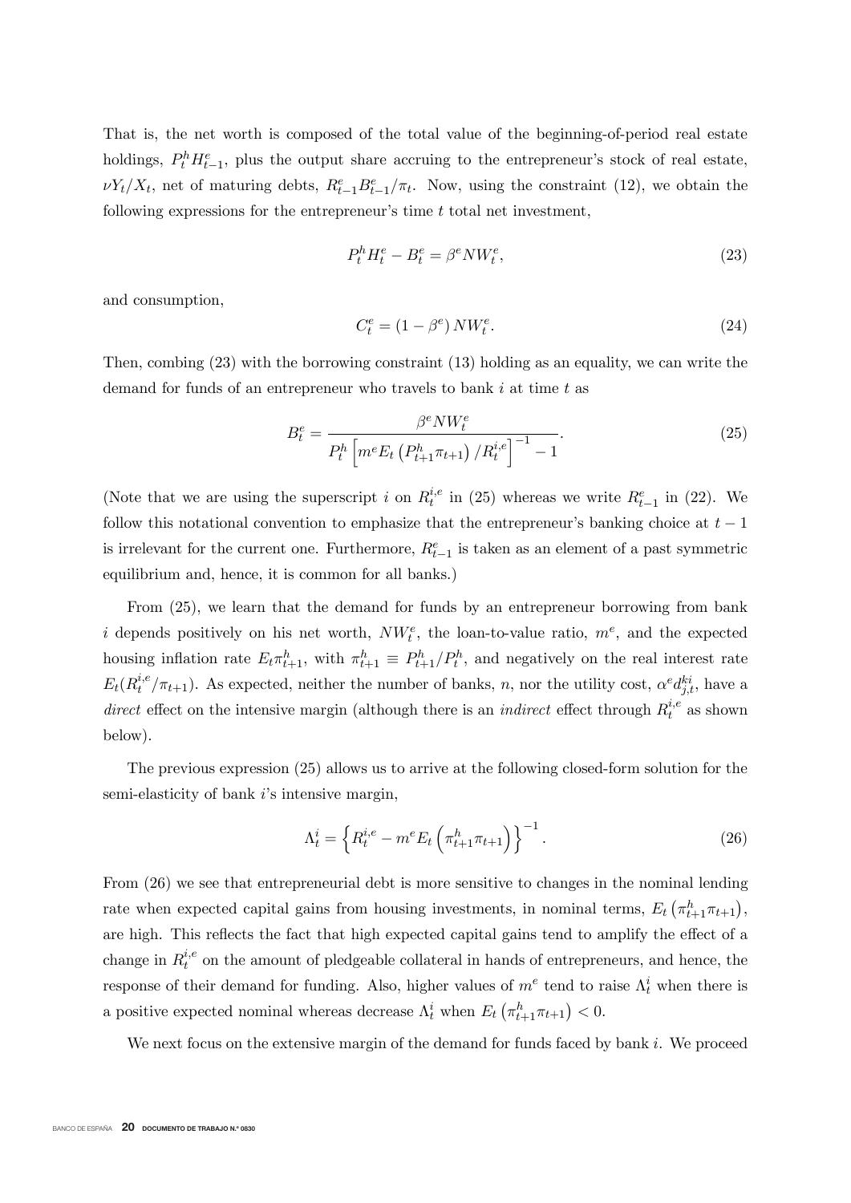That is, the net worth is composed of the total value of the beginning-of-period real estate holdings, $P_t^h H_{t-1}^e$, plus the output share accruing to the entrepreneur's stock of real estate, $\nu Y_t / X_t$, net of maturing debts, $R_{t-1}^e B_{t-1}^e / \pi_t$. Now, using the constraint (12), we obtain the following expressions for the entrepreneur's time $t$ total net investment,

$$P_t^h H_t^e - B_t^e = \beta^e N W_t^e, \tag{23}$$

and consumption,

$$C_t^e = (1 - \beta^e) N W_t^e. \tag{24}$$

Then, combing (23) with the borrowing constraint (13) holding as an equality, we can write the demand for funds of an entrepreneur who travels to bank $i$ at time $t$ as

$$B_t^e = \frac{\beta^e N W_t^e}{P_t^h \left[ m^e E_t \left( P_{t+1}^h \pi_{t+1} \right) / R_t^{i,e} \right]^{-1} - 1}. \tag{25}$$

(Note that we are using the superscript $i$ on $R_t^{i,e}$ in (25) whereas we write $R_{t-1}^e$ in (22). We follow this notational convention to emphasize that the entrepreneur's banking choice at $t-1$ is irrelevant for the current one. Furthermore, $R_{t-1}^e$ is taken as an element of a past symmetric equilibrium and, hence, it is common for all banks.)

From (25), we learn that the demand for funds by an entrepreneur borrowing from bank $i$ depends positively on his net worth, $NW_t^e$, the loan-to-value ratio, $m^e$, and the expected housing inflation rate $E_t \pi_{t+1}^h$, with $\pi_{t+1}^h \equiv P_{t+1}^h / P_t^h$, and negatively on the real interest rate $E_t (R_t^{i,e} / \pi_{t+1})$. As expected, neither the number of banks, $n$, nor the utility cost, $\alpha^e d_{j,t}^{ki}$, have a *direct* effect on the intensive margin (although there is an *indirect* effect through $R_t^{i,e}$ as shown below).

The previous expression (25) allows us to arrive at the following closed-form solution for the semi-elasticity of bank $i$'s intensive margin,

$$\Lambda_t^i = \left\{ R_t^{i,e} - m^e E_t \left( \pi_{t+1}^h \pi_{t+1} \right) \right\}^{-1}. \tag{26}$$

From (26) we see that entrepreneurial debt is more sensitive to changes in the nominal lending rate when expected capital gains from housing investments, in nominal terms, $E_t \left( \pi_{t+1}^h \pi_{t+1} \right)$, are high. This reflects the fact that high expected capital gains tend to amplify the effect of a change in $R_t^{i,e}$ on the amount of pledgeable collateral in hands of entrepreneurs, and hence, the response of their demand for funding. Also, higher values of $m^e$ tend to raise $\Lambda_t^i$ when there is a positive expected nominal whereas decrease $\Lambda_t^i$ when $E_t \left( \pi_{t+1}^h \pi_{t+1} \right) < 0$.

We next focus on the extensive margin of the demand for funds faced by bank $i$. We proceed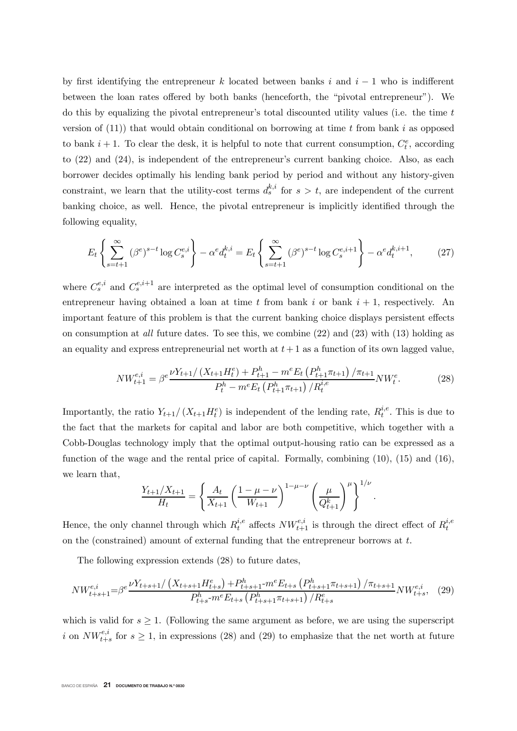by first identifying the entrepreneur $k$ located between banks $i$ and $i-1$ who is indifferent between the loan rates offered by both banks (henceforth, the "pivotal entrepreneur"). We do this by equalizing the pivotal entrepreneur's total discounted utility values (i.e. the time $t$ version of (11)) that would obtain conditional on borrowing at time $t$ from bank $i$ as opposed to bank $i+1$. To clear the desk, it is helpful to note that current consumption, $C_t^e$, according to (22) and (24), is independent of the entrepreneur's current banking choice. Also, as each borrower decides optimally his lending bank period by period and without any history-given constraint, we learn that the utility-cost terms $d_s^{k,i}$ for $s > t$, are independent of the current banking choice, as well. Hence, the pivotal entrepreneur is implicitly identified through the following equality,

$$E_t \left\{ \sum_{s=t+1}^{\infty} (\beta^e)^{s-t} \log C_s^{e,i} \right\} - \alpha^e d_t^{k,i} = E_t \left\{ \sum_{s=t+1}^{\infty} (\beta^e)^{s-t} \log C_s^{e,i+1} \right\} - \alpha^e d_t^{k,i+1}, \tag{27}$$

where $C_s^{e,i}$ and $C_s^{e,i+1}$ are interpreted as the optimal level of consumption conditional on the entrepreneur having obtained a loan at time $t$ from bank $i$ or bank $i+1$, respectively. An important feature of this problem is that the current banking choice displays persistent effects on consumption at *all* future dates. To see this, we combine (22) and (23) with (13) holding as an equality and express entrepreneurial net worth at $t+1$ as a function of its own lagged value,

$$NW_{t+1}^{e,i} = \beta^e \frac{\nu Y_{t+1} / \left(X_{t+1} H_t^e\right) + P_{t+1}^h - m^e E_t \left(P_{t+1}^h \pi_{t+1}\right) / \pi_{t+1}}{P_t^h - m^e E_t \left(P_{t+1}^h \pi_{t+1}\right) / R_t^{i,e}} NW_t^e. \tag{28}$$

Importantly, the ratio $Y_{t+1} / \left(X_{t+1} H_t^e\right)$ is independent of the lending rate, $R_t^{i,e}$. This is due to the fact that the markets for capital and labor are both competitive, which together with a Cobb-Douglas technology imply that the optimal output-housing ratio can be expressed as a function of the wage and the rental price of capital. Formally, combining (10), (15) and (16), we learn that,

$$\frac{Y_{t+1}/X_{t+1}}{H_t} = \left\{ \frac{A_t}{X_{t+1}} \left( \frac{1-\mu-\nu}{W_{t+1}} \right)^{1-\mu-\nu} \left( \frac{\mu}{Q_{t+1}^k} \right)^{\mu} \right\}^{1/\nu}.$$

Hence, the only channel through which $R_t^{i,e}$ affects $NW_{t+1}^{e,i}$ is through the direct effect of $R_t^{i,e}$ on the (constrained) amount of external funding that the entrepreneur borrows at $t$.

The following expression extends (28) to future dates,

$$NW_{t+s+1}^{e,i} = \beta^e \frac{\nu Y_{t+s+1} / \left(X_{t+s+1} H_{t+s}^e\right) + P_{t+s+1}^h - m^e E_{t+s} \left(P_{t+s+1}^h \pi_{t+s+1}\right) / \pi_{t+s+1}}{P_{t+s}^h - m^e E_{t+s} \left(P_{t+s+1}^h \pi_{t+s+1}\right) / R_{t+s}^e} NW_{t+s}^{e,i}, \tag{29}$$

which is valid for $s \geq 1$. (Following the same argument as before, we are using the superscript $i$ on $NW_{t+s}^{e,i}$ for $s \geq 1$, in expressions (28) and (29) to emphasize that the net worth at future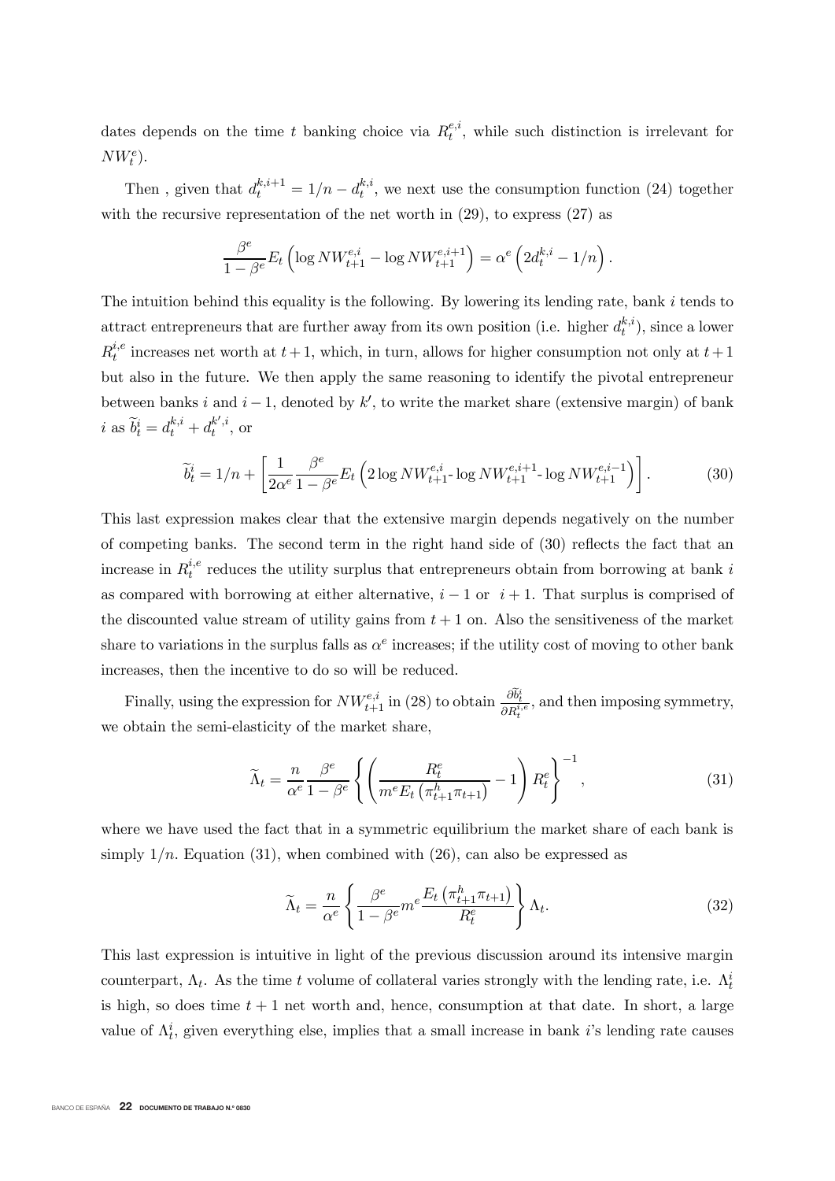dates depends on the time $t$ banking choice via $R_t^{e,i}$, while such distinction is irrelevant for $NW_t^e$).

Then , given that $d_t^{k,i+1} = 1/n - d_t^{k,i}$, we next use the consumption function (24) together with the recursive representation of the net worth in (29), to express (27) as

$$\frac{\beta^e}{1-\beta^e} E_t \left( \log NW_{t+1}^{e,i} - \log NW_{t+1}^{e,i+1} \right) = \alpha^e \left( 2d_t^{k,i} - 1/n \right).$$

The intuition behind this equality is the following. By lowering its lending rate, bank $i$ tends to attract entrepreneurs that are further away from its own position (i.e. higher $d_t^{k,i}$), since a lower $R_t^{i,e}$ increases net worth at $t+1$, which, in turn, allows for higher consumption not only at $t+1$ but also in the future. We then apply the same reasoning to identify the pivotal entrepreneur between banks $i$ and $i-1$, denoted by $k'$, to write the market share (extensive margin) of bank $i$ as $\widetilde{b}_t^i = d_t^{k,i} + d_t^{k',i}$, or

$$\widetilde{b}_t^i = 1/n + \left[ \frac{1}{2\alpha^e} \frac{\beta^e}{1-\beta^e} E_t \left( 2\log NW_{t+1}^{e,i} - \log NW_{t+1}^{e,i+1} - \log NW_{t+1}^{e,i-1} \right) \right]. \tag{30}$$

This last expression makes clear that the extensive margin depends negatively on the number of competing banks. The second term in the right hand side of (30) reflects the fact that an increase in $R_t^{i,e}$ reduces the utility surplus that entrepreneurs obtain from borrowing at bank $i$ as compared with borrowing at either alternative, $i-1$ or $i+1$. That surplus is comprised of the discounted value stream of utility gains from $t+1$ on. Also the sensitiveness of the market share to variations in the surplus falls as $\alpha^e$ increases; if the utility cost of moving to other bank increases, then the incentive to do so will be reduced.

Finally, using the expression for $NW_{t+1}^{e,i}$ in (28) to obtain $\frac{\partial \widetilde{b}_t^i}{\partial R_t^{i,e}}$, and then imposing symmetry, we obtain the semi-elasticity of the market share,

$$\widetilde{\Lambda}_t = \frac{n}{\alpha^e} \frac{\beta^e}{1-\beta^e} \left\{ \left( \frac{R_t^e}{m^e E_t \left( \pi_{t+1}^h \pi_{t+1} \right)} - 1 \right) R_t^e \right\}^{-1}, \tag{31}$$

where we have used the fact that in a symmetric equilibrium the market share of each bank is simply $1/n$. Equation (31), when combined with (26), can also be expressed as

$$\widetilde{\Lambda}_t = \frac{n}{\alpha^e} \left\{ \frac{\beta^e}{1-\beta^e} m^e \frac{E_t \left( \pi_{t+1}^h \pi_{t+1} \right)}{R_t^e} \right\} \Lambda_t. \tag{32}$$

This last expression is intuitive in light of the previous discussion around its intensive margin counterpart, $\Lambda_t$. As the time $t$ volume of collateral varies strongly with the lending rate, i.e. $\Lambda_t^i$ is high, so does time $t+1$ net worth and, hence, consumption at that date. In short, a large value of $\Lambda_t^i$, given everything else, implies that a small increase in bank $i$'s lending rate causes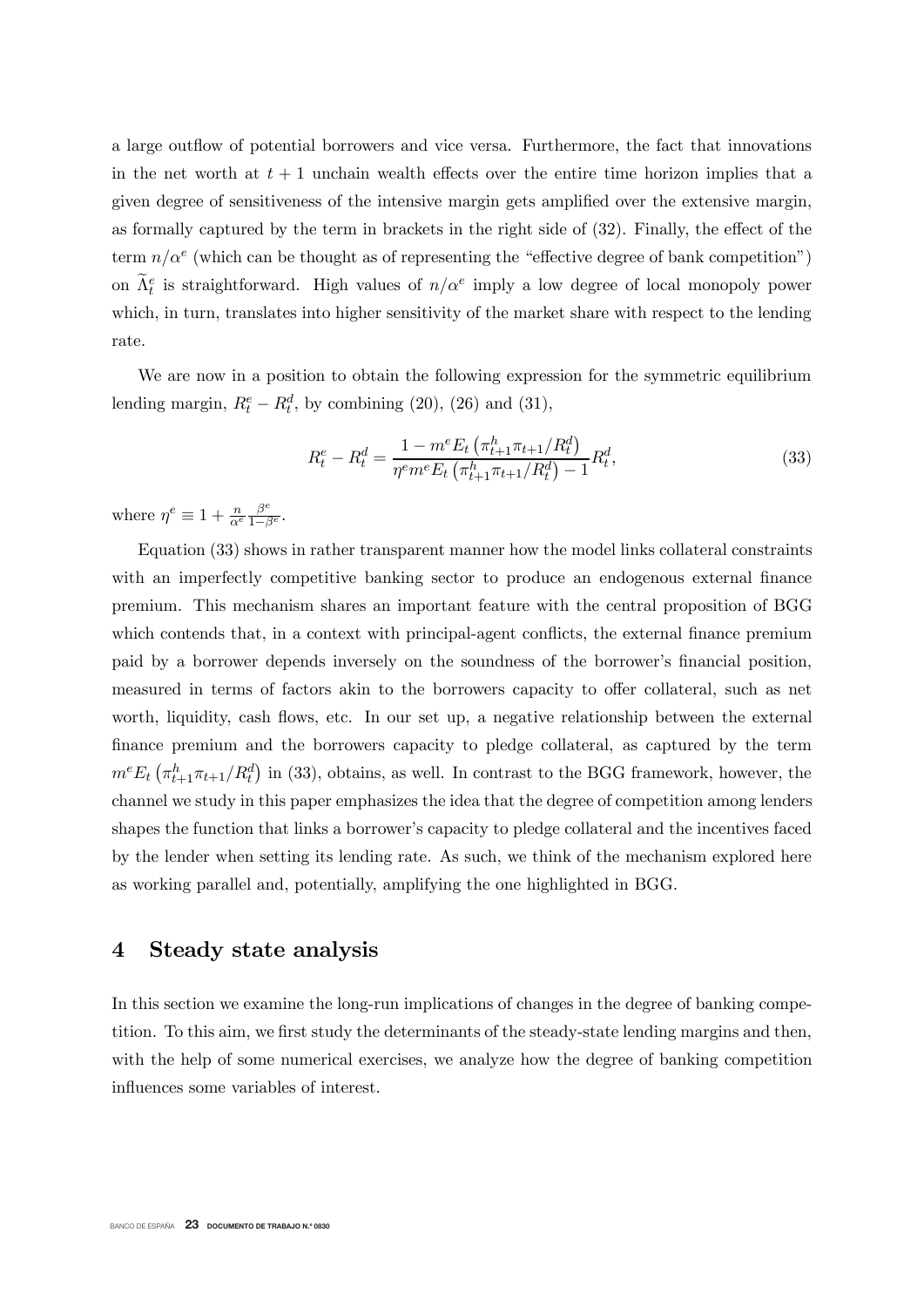a large outflow of potential borrowers and vice versa. Furthermore, the fact that innovations in the net worth at $t+1$ unchain wealth effects over the entire time horizon implies that a given degree of sensitiveness of the intensive margin gets amplified over the extensive margin, as formally captured by the term in brackets in the right side of (32). Finally, the effect of the term $n/\alpha^e$ (which can be thought as of representing the "effective degree of bank competition") on $\widetilde{\Lambda}_t^e$ is straightforward. High values of $n/\alpha^e$ imply a low degree of local monopoly power which, in turn, translates into higher sensitivity of the market share with respect to the lending rate.

We are now in a position to obtain the following expression for the symmetric equilibrium lending margin, $R_t^e - R_t^d$, by combining (20), (26) and (31),

$$R_t^e - R_t^d = \frac{1 - m^e E_t\left(\pi_{t+1}^h \pi_{t+1}/R_t^d\right)}{\eta^e m^e E_t\left(\pi_{t+1}^h \pi_{t+1}/R_t^d\right) - 1} R_t^d, \tag{33}$$

where $\eta^e \equiv 1 + \frac{n}{\alpha^e}\frac{\beta^e}{1-\beta^e}$.

Equation (33) shows in rather transparent manner how the model links collateral constraints with an imperfectly competitive banking sector to produce an endogenous external finance premium. This mechanism shares an important feature with the central proposition of BGG which contends that, in a context with principal-agent conflicts, the external finance premium paid by a borrower depends inversely on the soundness of the borrower's financial position, measured in terms of factors akin to the borrowers capacity to offer collateral, such as net worth, liquidity, cash flows, etc. In our set up, a negative relationship between the external finance premium and the borrowers capacity to pledge collateral, as captured by the term $m^e E_t\left(\pi_{t+1}^h \pi_{t+1}/R_t^d\right)$ in (33), obtains, as well. In contrast to the BGG framework, however, the channel we study in this paper emphasizes the idea that the degree of competition among lenders shapes the function that links a borrower's capacity to pledge collateral and the incentives faced by the lender when setting its lending rate. As such, we think of the mechanism explored here as working parallel and, potentially, amplifying the one highlighted in BGG.

## 4 Steady state analysis

In this section we examine the long-run implications of changes in the degree of banking competition. To this aim, we first study the determinants of the steady-state lending margins and then, with the help of some numerical exercises, we analyze how the degree of banking competition influences some variables of interest.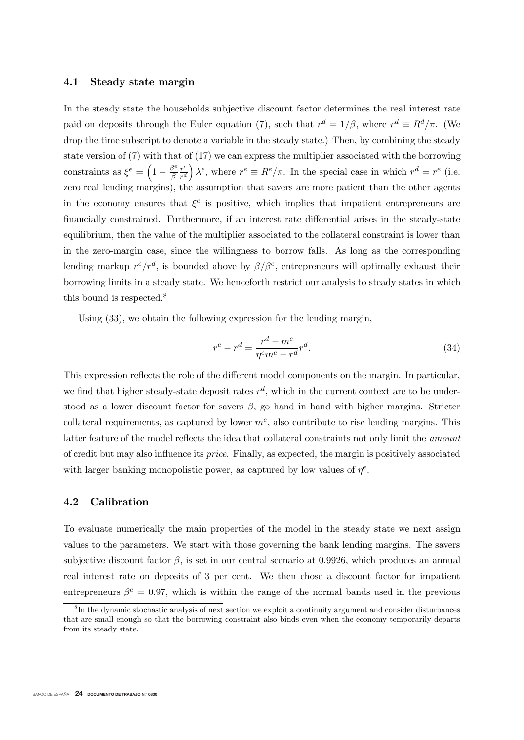### 4.1 Steady state margin

In the steady state the households subjective discount factor determines the real interest rate paid on deposits through the Euler equation (7), such that $r^d = 1/\beta$, where $r^d \equiv R^d/\pi$. (We drop the time subscript to denote a variable in the steady state.) Then, by combining the steady state version of (7) with that of (17) we can express the multiplier associated with the borrowing constraints as $\xi^e = \left(1 - \frac{\beta^e}{\beta}\frac{r^e}{r^d}\right)\lambda^e$, where $r^e \equiv R^e/\pi$. In the special case in which $r^d = r^e$ (i.e. zero real lending margins), the assumption that savers are more patient than the other agents in the economy ensures that $\xi^e$ is positive, which implies that impatient entrepreneurs are financially constrained. Furthermore, if an interest rate differential arises in the steady-state equilibrium, then the value of the multiplier associated to the collateral constraint is lower than in the zero-margin case, since the willingness to borrow falls. As long as the corresponding lending markup $r^e/r^d$, is bounded above by $\beta/\beta^e$, entrepreneurs will optimally exhaust their borrowing limits in a steady state. We henceforth restrict our analysis to steady states in which this bound is respected.[8]

Using (33), we obtain the following expression for the lending margin,

$$r^e - r^d = \frac{r^d - m^e}{\eta^e m^e - r^d} r^d. \tag{34}$$

This expression reflects the role of the different model components on the margin. In particular, we find that higher steady-state deposit rates $r^d$, which in the current context are to be understood as a lower discount factor for savers $\beta$, go hand in hand with higher margins. Stricter collateral requirements, as captured by lower $m^e$, also contribute to rise lending margins. This latter feature of the model reflects the idea that collateral constraints not only limit the *amount* of credit but may also influence its *price*. Finally, as expected, the margin is positively associated with larger banking monopolistic power, as captured by low values of $\eta^e$.

### 4.2 Calibration

To evaluate numerically the main properties of the model in the steady state we next assign values to the parameters. We start with those governing the bank lending margins. The savers subjective discount factor $\beta$, is set in our central scenario at 0.9926, which produces an annual real interest rate on deposits of 3 per cent. We then chose a discount factor for impatient entrepreneurs $\beta^e = 0.97$, which is within the range of the normal bands used in the previous

[8] In the dynamic stochastic analysis of next section we exploit a continuity argument and consider disturbances that are small enough so that the borrowing constraint also binds even when the economy temporarily departs from its steady state.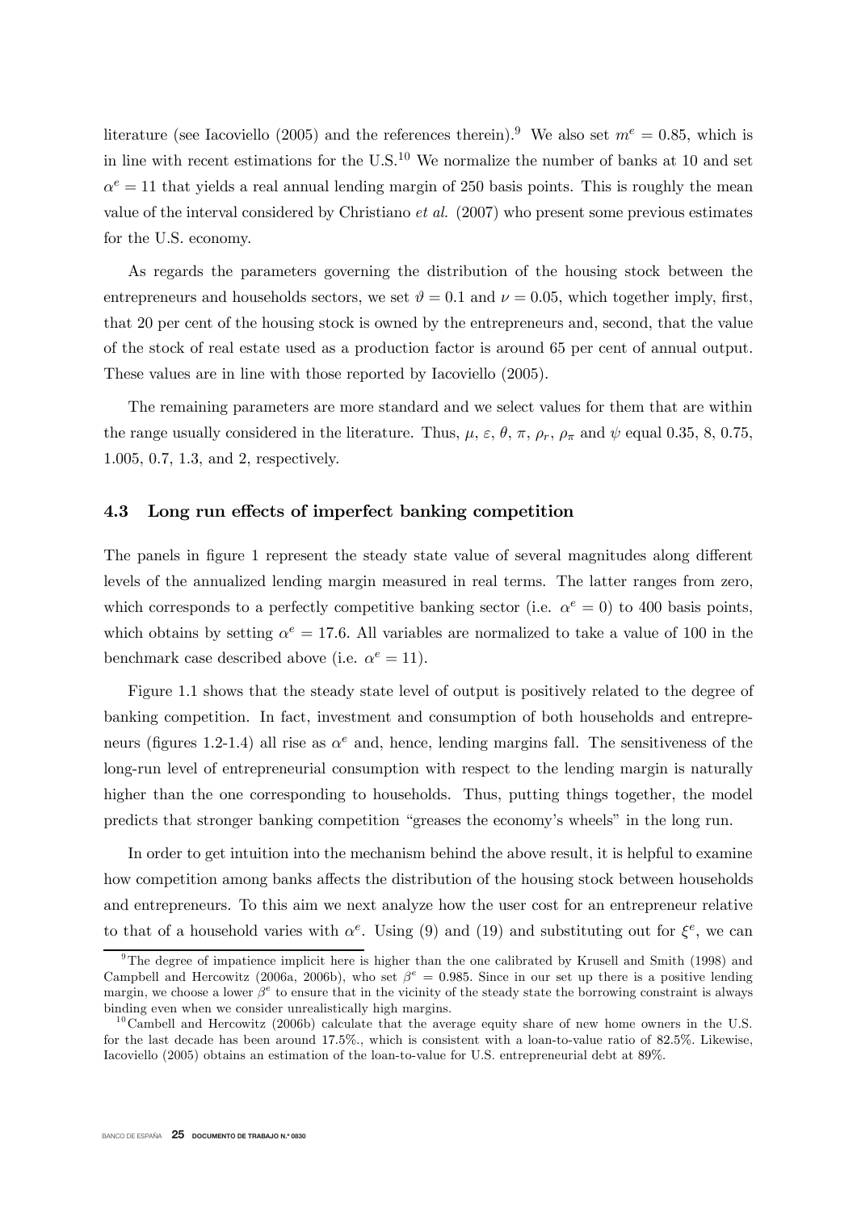literature (see Iacoviello (2005) and the references therein).[9] We also set $m^e = 0.85$, which is in line with recent estimations for the U.S.[10] We normalize the number of banks at 10 and set $\alpha^e = 11$ that yields a real annual lending margin of 250 basis points. This is roughly the mean value of the interval considered by Christiano *et al.* (2007) who present some previous estimates for the U.S. economy.

As regards the parameters governing the distribution of the housing stock between the entrepreneurs and households sectors, we set $\vartheta = 0.1$ and $\nu = 0.05$, which together imply, first, that 20 per cent of the housing stock is owned by the entrepreneurs and, second, that the value of the stock of real estate used as a production factor is around 65 per cent of annual output. These values are in line with those reported by Iacoviello (2005).

The remaining parameters are more standard and we select values for them that are within the range usually considered in the literature. Thus, $\mu$, $\varepsilon$, $\theta$, $\pi$, $\rho_r$, $\rho_\pi$ and $\psi$ equal 0.35, 8, 0.75, 1.005, 0.7, 1.3, and 2, respectively.

### 4.3 Long run effects of imperfect banking competition

The panels in figure 1 represent the steady state value of several magnitudes along different levels of the annualized lending margin measured in real terms. The latter ranges from zero, which corresponds to a perfectly competitive banking sector (i.e. $\alpha^e = 0$) to 400 basis points, which obtains by setting $\alpha^e = 17.6$. All variables are normalized to take a value of 100 in the benchmark case described above (i.e. $\alpha^e = 11$).

Figure 1.1 shows that the steady state level of output is positively related to the degree of banking competition. In fact, investment and consumption of both households and entrepreneurs (figures 1.2-1.4) all rise as $\alpha^e$ and, hence, lending margins fall. The sensitiveness of the long-run level of entrepreneurial consumption with respect to the lending margin is naturally higher than the one corresponding to households. Thus, putting things together, the model predicts that stronger banking competition "greases the economy's wheels" in the long run.

In order to get intuition into the mechanism behind the above result, it is helpful to examine how competition among banks affects the distribution of the housing stock between households and entrepreneurs. To this aim we next analyze how the user cost for an entrepreneur relative to that of a household varies with $\alpha^e$. Using (9) and (19) and substituting out for $\xi^e$, we can

[9] The degree of impatience implicit here is higher than the one calibrated by Krusell and Smith (1998) and Campbell and Hercowitz (2006a, 2006b), who set $\beta^e = 0.985$. Since in our set up there is a positive lending margin, we choose a lower $\beta^e$ to ensure that in the vicinity of the steady state the borrowing constraint is always binding even when we consider unrealistically high margins.

[10] Cambell and Hercowitz (2006b) calculate that the average equity share of new home owners in the U.S. for the last decade has been around 17.5%., which is consistent with a loan-to-value ratio of 82.5%. Likewise, Iacoviello (2005) obtains an estimation of the loan-to-value for U.S. entrepreneurial debt at 89%.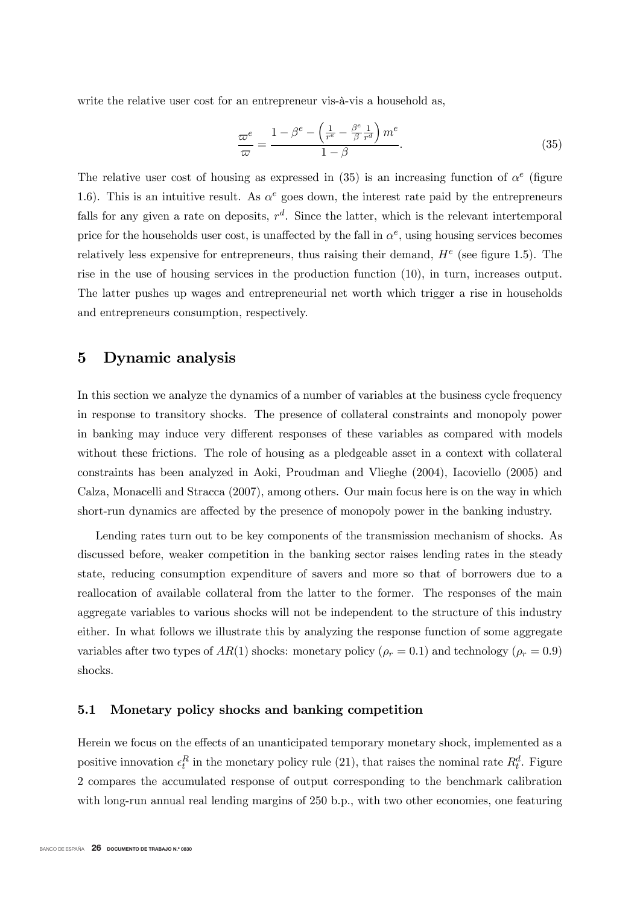write the relative user cost for an entrepreneur vis-à-vis a household as,

$$\frac{\varpi^e}{\varpi} = \frac{1-\beta^e - \left(\frac{1}{r^e} - \frac{\beta^e}{\beta}\frac{1}{r^d}\right)m^e}{1-\beta}. \tag{35}$$

The relative user cost of housing as expressed in (35) is an increasing function of $\alpha^e$ (figure 1.6). This is an intuitive result. As $\alpha^e$ goes down, the interest rate paid by the entrepreneurs falls for any given a rate on deposits, $r^d$. Since the latter, which is the relevant intertemporal price for the households user cost, is unaffected by the fall in $\alpha^e$, using housing services becomes relatively less expensive for entrepreneurs, thus raising their demand, $H^e$ (see figure 1.5). The rise in the use of housing services in the production function (10), in turn, increases output. The latter pushes up wages and entrepreneurial net worth which trigger a rise in households and entrepreneurs consumption, respectively.

## 5 Dynamic analysis

In this section we analyze the dynamics of a number of variables at the business cycle frequency in response to transitory shocks. The presence of collateral constraints and monopoly power in banking may induce very different responses of these variables as compared with models without these frictions. The role of housing as a pledgeable asset in a context with collateral constraints has been analyzed in Aoki, Proudman and Vlieghe (2004), Iacoviello (2005) and Calza, Monacelli and Stracca (2007), among others. Our main focus here is on the way in which short-run dynamics are affected by the presence of monopoly power in the banking industry.

Lending rates turn out to be key components of the transmission mechanism of shocks. As discussed before, weaker competition in the banking sector raises lending rates in the steady state, reducing consumption expenditure of savers and more so that of borrowers due to a reallocation of available collateral from the latter to the former. The responses of the main aggregate variables to various shocks will not be independent to the structure of this industry either. In what follows we illustrate this by analyzing the response function of some aggregate variables after two types of $AR(1)$ shocks: monetary policy ($\rho_r = 0.1$) and technology ($\rho_r = 0.9$) shocks.

### 5.1 Monetary policy shocks and banking competition

Herein we focus on the effects of an unanticipated temporary monetary shock, implemented as a positive innovation $\epsilon_t^R$ in the monetary policy rule (21), that raises the nominal rate $R_t^d$. Figure 2 compares the accumulated response of output corresponding to the benchmark calibration with long-run annual real lending margins of 250 b.p., with two other economies, one featuring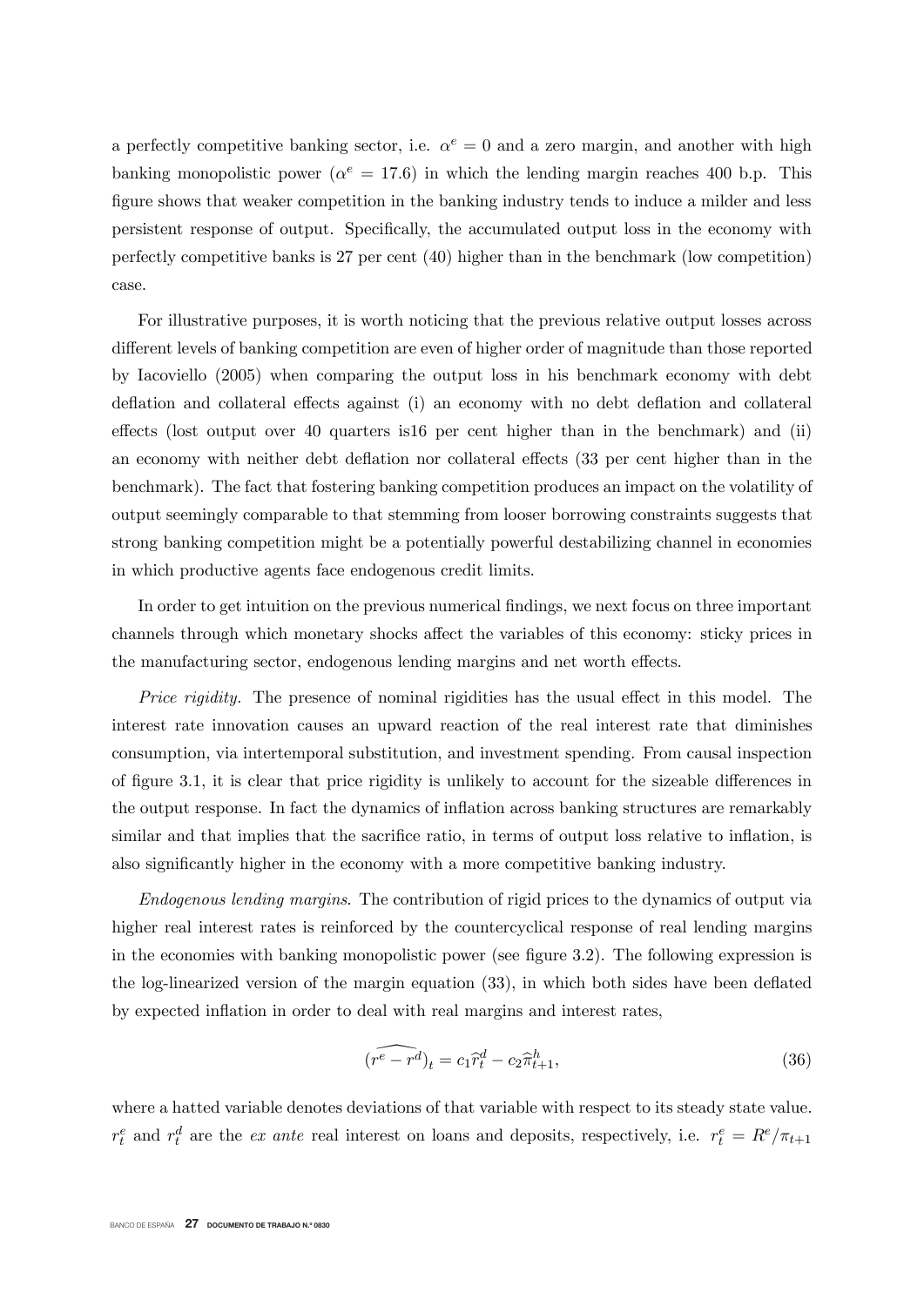a perfectly competitive banking sector, i.e. $\alpha^e = 0$ and a zero margin, and another with high banking monopolistic power ($\alpha^e = 17.6$) in which the lending margin reaches 400 b.p. This figure shows that weaker competition in the banking industry tends to induce a milder and less persistent response of output. Specifically, the accumulated output loss in the economy with perfectly competitive banks is 27 per cent (40) higher than in the benchmark (low competition) case.

For illustrative purposes, it is worth noticing that the previous relative output losses across different levels of banking competition are even of higher order of magnitude than those reported by Iacoviello (2005) when comparing the output loss in his benchmark economy with debt deflation and collateral effects against (i) an economy with no debt deflation and collateral effects (lost output over 40 quarters is16 per cent higher than in the benchmark) and (ii) an economy with neither debt deflation nor collateral effects (33 per cent higher than in the benchmark). The fact that fostering banking competition produces an impact on the volatility of output seemingly comparable to that stemming from looser borrowing constraints suggests that strong banking competition might be a potentially powerful destabilizing channel in economies in which productive agents face endogenous credit limits.

In order to get intuition on the previous numerical findings, we next focus on three important channels through which monetary shocks affect the variables of this economy: sticky prices in the manufacturing sector, endogenous lending margins and net worth effects.

*Price rigidity.* The presence of nominal rigidities has the usual effect in this model. The interest rate innovation causes an upward reaction of the real interest rate that diminishes consumption, via intertemporal substitution, and investment spending. From causal inspection of figure 3.1, it is clear that price rigidity is unlikely to account for the sizeable differences in the output response. In fact the dynamics of inflation across banking structures are remarkably similar and that implies that the sacrifice ratio, in terms of output loss relative to inflation, is also significantly higher in the economy with a more competitive banking industry.

*Endogenous lending margins.* The contribution of rigid prices to the dynamics of output via higher real interest rates is reinforced by the countercyclical response of real lending margins in the economies with banking monopolistic power (see figure 3.2). The following expression is the log-linearized version of the margin equation (33), in which both sides have been deflated by expected inflation in order to deal with real margins and interest rates,

$$\widehat{(r^e - r^d)}_t = c_1 \widehat{r}_t^d - c_2 \widehat{\pi}_{t+1}^h, \tag{36}$$

where a hatted variable denotes deviations of that variable with respect to its steady state value. $r_t^e$ and $r_t^d$ are the *ex ante* real interest on loans and deposits, respectively, i.e. $r_t^e = R^e/\pi_{t+1}$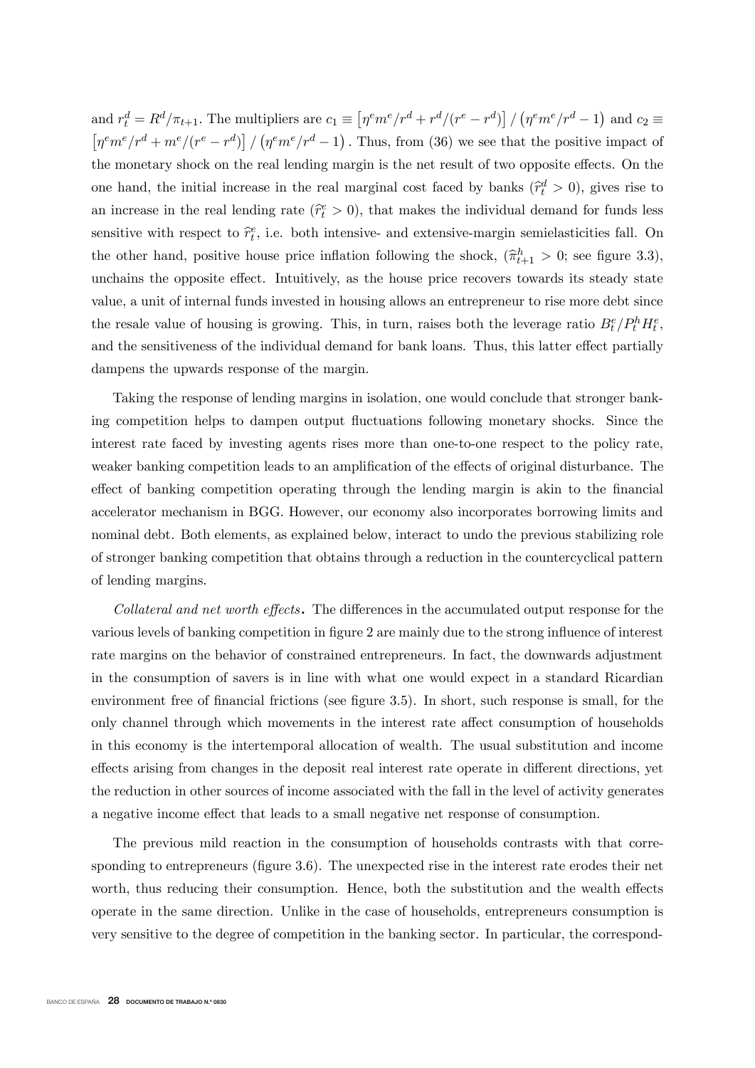and $r_t^d = R^d/\pi_{t+1}$. The multipliers are $c_1 \equiv \left[\eta^e m^e/r^d + r^d/(r^e - r^d)\right] / \left(\eta^e m^e/r^d - 1\right)$ and $c_2 \equiv \left[\eta^e m^e/r^d + m^e/(r^e - r^d)\right] / \left(\eta^e m^e/r^d - 1\right)$. Thus, from (36) we see that the positive impact of the monetary shock on the real lending margin is the net result of two opposite effects. On the one hand, the initial increase in the real marginal cost faced by banks ($\widehat{r}_t^d > 0$), gives rise to an increase in the real lending rate ($\widehat{r}_t^e > 0$), that makes the individual demand for funds less sensitive with respect to $\widehat{r}_t^e$, i.e. both intensive- and extensive-margin semielasticities fall. On the other hand, positive house price inflation following the shock, ($\widehat{\pi}_{t+1}^h > 0$; see figure 3.3), unchains the opposite effect. Intuitively, as the house price recovers towards its steady state value, a unit of internal funds invested in housing allows an entrepreneur to rise more debt since the resale value of housing is growing. This, in turn, raises both the leverage ratio $B_t^e/P_t^h H_t^e$, and the sensitiveness of the individual demand for bank loans. Thus, this latter effect partially dampens the upwards response of the margin.

Taking the response of lending margins in isolation, one would conclude that stronger banking competition helps to dampen output fluctuations following monetary shocks. Since the interest rate faced by investing agents rises more than one-to-one respect to the policy rate, weaker banking competition leads to an amplification of the effects of original disturbance. The effect of banking competition operating through the lending margin is akin to the financial accelerator mechanism in BGG. However, our economy also incorporates borrowing limits and nominal debt. Both elements, as explained below, interact to undo the previous stabilizing role of stronger banking competition that obtains through a reduction in the countercyclical pattern of lending margins.

*Collateral and net worth effects***.** The differences in the accumulated output response for the various levels of banking competition in figure 2 are mainly due to the strong influence of interest rate margins on the behavior of constrained entrepreneurs. In fact, the downwards adjustment in the consumption of savers is in line with what one would expect in a standard Ricardian environment free of financial frictions (see figure 3.5). In short, such response is small, for the only channel through which movements in the interest rate affect consumption of households in this economy is the intertemporal allocation of wealth. The usual substitution and income effects arising from changes in the deposit real interest rate operate in different directions, yet the reduction in other sources of income associated with the fall in the level of activity generates a negative income effect that leads to a small negative net response of consumption.

The previous mild reaction in the consumption of households contrasts with that corresponding to entrepreneurs (figure 3.6). The unexpected rise in the interest rate erodes their net worth, thus reducing their consumption. Hence, both the substitution and the wealth effects operate in the same direction. Unlike in the case of households, entrepreneurs consumption is very sensitive to the degree of competition in the banking sector. In particular, the correspond-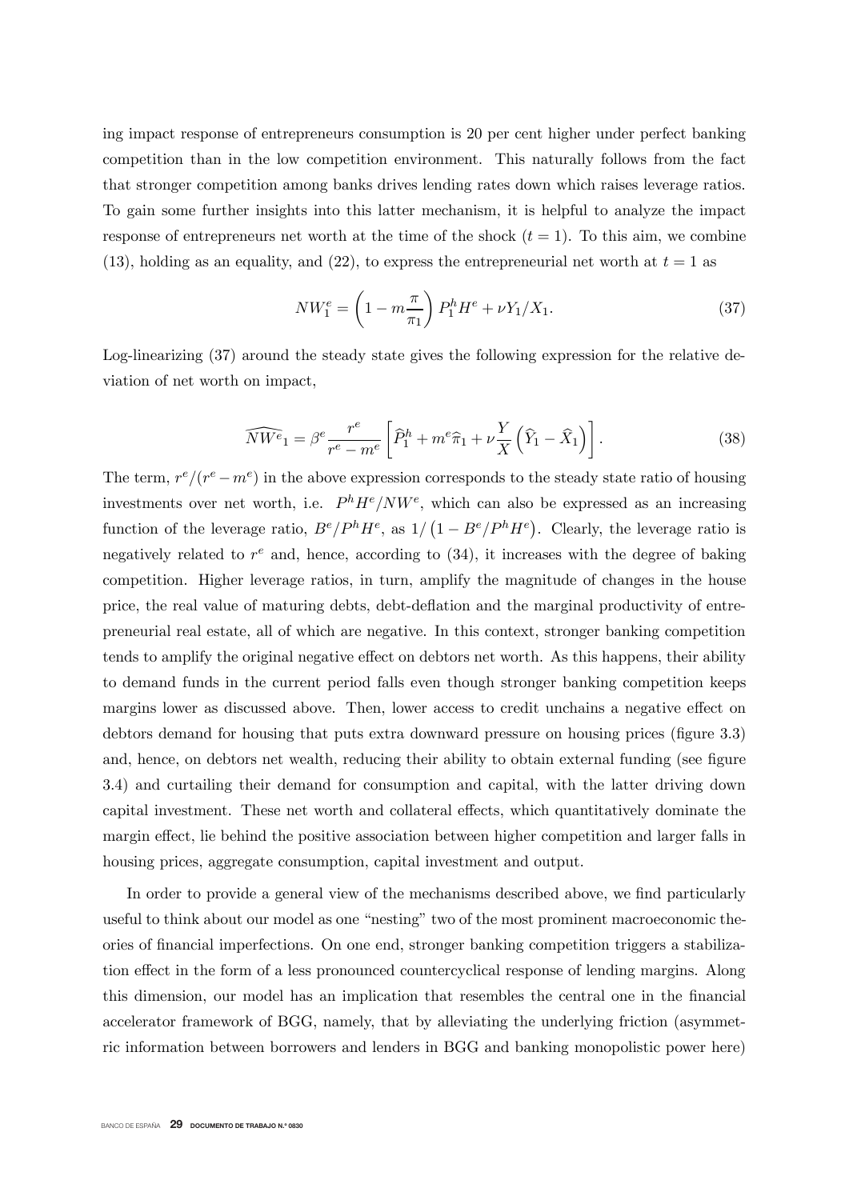ing impact response of entrepreneurs consumption is 20 per cent higher under perfect banking competition than in the low competition environment. This naturally follows from the fact that stronger competition among banks drives lending rates down which raises leverage ratios. To gain some further insights into this latter mechanism, it is helpful to analyze the impact response of entrepreneurs net worth at the time of the shock ($t = 1$). To this aim, we combine (13), holding as an equality, and (22), to express the entrepreneurial net worth at $t = 1$ as

$$NW_1^e = \left(1 - m\frac{\pi}{\pi_1}\right) P_1^h H^e + \nu Y_1/X_1. \tag{37}$$

Log-linearizing (37) around the steady state gives the following expression for the relative deviation of net worth on impact,

$$\widehat{NW^e}_1 = \beta^e \frac{r^e}{r^e - m^e}\left[\widehat{P}_1^h + m^e \widehat{\pi}_1 + \nu \frac{Y}{X}\left(\widehat{Y}_1 - \widehat{X}_1\right)\right]. \tag{38}$$

The term, $r^e/(r^e - m^e)$ in the above expression corresponds to the steady state ratio of housing investments over net worth, i.e. $P^h H^e / NW^e$, which can also be expressed as an increasing function of the leverage ratio, $B^e/P^h H^e$, as $1/\left(1 - B^e/P^h H^e\right)$. Clearly, the leverage ratio is negatively related to $r^e$ and, hence, according to (34), it increases with the degree of baking competition. Higher leverage ratios, in turn, amplify the magnitude of changes in the house price, the real value of maturing debts, debt-deflation and the marginal productivity of entrepreneurial real estate, all of which are negative. In this context, stronger banking competition tends to amplify the original negative effect on debtors net worth. As this happens, their ability to demand funds in the current period falls even though stronger banking competition keeps margins lower as discussed above. Then, lower access to credit unchains a negative effect on debtors demand for housing that puts extra downward pressure on housing prices (figure 3.3) and, hence, on debtors net wealth, reducing their ability to obtain external funding (see figure 3.4) and curtailing their demand for consumption and capital, with the latter driving down capital investment. These net worth and collateral effects, which quantitatively dominate the margin effect, lie behind the positive association between higher competition and larger falls in housing prices, aggregate consumption, capital investment and output.

In order to provide a general view of the mechanisms described above, we find particularly useful to think about our model as one "nesting" two of the most prominent macroeconomic theories of financial imperfections. On one end, stronger banking competition triggers a stabilization effect in the form of a less pronounced countercyclical response of lending margins. Along this dimension, our model has an implication that resembles the central one in the financial accelerator framework of BGG, namely, that by alleviating the underlying friction (asymmetric information between borrowers and lenders in BGG and banking monopolistic power here)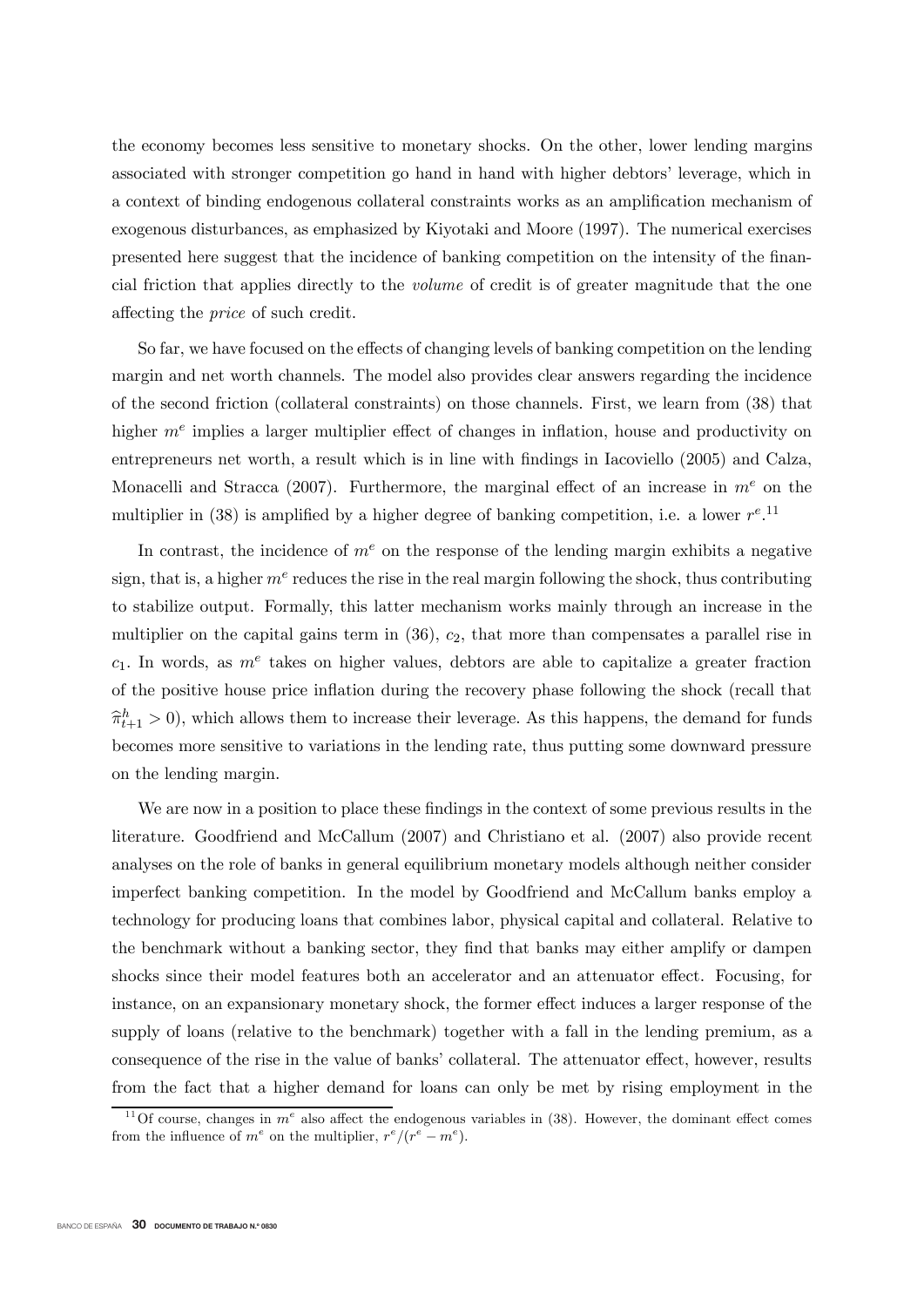the economy becomes less sensitive to monetary shocks. On the other, lower lending margins associated with stronger competition go hand in hand with higher debtors' leverage, which in a context of binding endogenous collateral constraints works as an amplification mechanism of exogenous disturbances, as emphasized by Kiyotaki and Moore (1997). The numerical exercises presented here suggest that the incidence of banking competition on the intensity of the financial friction that applies directly to the *volume* of credit is of greater magnitude that the one affecting the *price* of such credit.

So far, we have focused on the effects of changing levels of banking competition on the lending margin and net worth channels. The model also provides clear answers regarding the incidence of the second friction (collateral constraints) on those channels. First, we learn from (38) that higher $m^e$ implies a larger multiplier effect of changes in inflation, house and productivity on entrepreneurs net worth, a result which is in line with findings in Iacoviello (2005) and Calza, Monacelli and Stracca (2007). Furthermore, the marginal effect of an increase in $m^e$ on the multiplier in (38) is amplified by a higher degree of banking competition, i.e. a lower $r^e$.[11]

In contrast, the incidence of $m^e$ on the response of the lending margin exhibits a negative sign, that is, a higher $m^e$ reduces the rise in the real margin following the shock, thus contributing to stabilize output. Formally, this latter mechanism works mainly through an increase in the multiplier on the capital gains term in (36), $c_2$, that more than compensates a parallel rise in $c_1$. In words, as $m^e$ takes on higher values, debtors are able to capitalize a greater fraction of the positive house price inflation during the recovery phase following the shock (recall that $\widehat{\pi}^h_{t+1} > 0$), which allows them to increase their leverage. As this happens, the demand for funds becomes more sensitive to variations in the lending rate, thus putting some downward pressure on the lending margin.

We are now in a position to place these findings in the context of some previous results in the literature. Goodfriend and McCallum (2007) and Christiano et al. (2007) also provide recent analyses on the role of banks in general equilibrium monetary models although neither consider imperfect banking competition. In the model by Goodfriend and McCallum banks employ a technology for producing loans that combines labor, physical capital and collateral. Relative to the benchmark without a banking sector, they find that banks may either amplify or dampen shocks since their model features both an accelerator and an attenuator effect. Focusing, for instance, on an expansionary monetary shock, the former effect induces a larger response of the supply of loans (relative to the benchmark) together with a fall in the lending premium, as a consequence of the rise in the value of banks' collateral. The attenuator effect, however, results from the fact that a higher demand for loans can only be met by rising employment in the

[11] Of course, changes in $m^e$ also affect the endogenous variables in (38). However, the dominant effect comes from the influence of $m^e$ on the multiplier, $r^e/(r^e - m^e)$.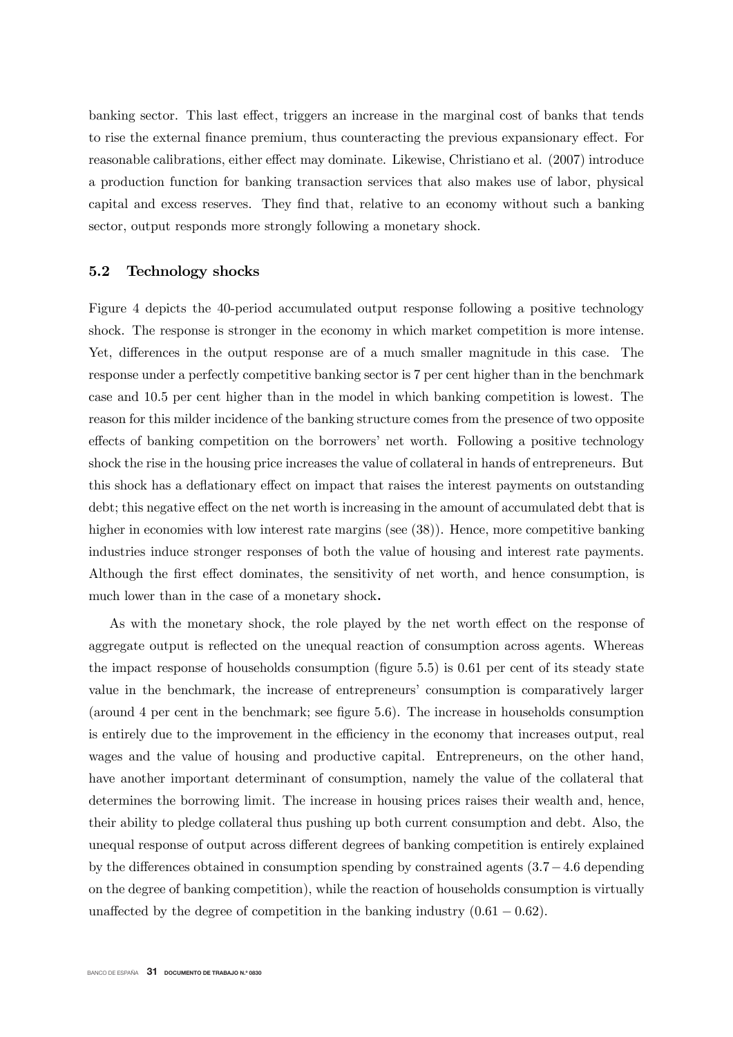banking sector. This last effect, triggers an increase in the marginal cost of banks that tends to rise the external finance premium, thus counteracting the previous expansionary effect. For reasonable calibrations, either effect may dominate. Likewise, Christiano et al. (2007) introduce a production function for banking transaction services that also makes use of labor, physical capital and excess reserves. They find that, relative to an economy without such a banking sector, output responds more strongly following a monetary shock.

### 5.2 Technology shocks

Figure 4 depicts the 40-period accumulated output response following a positive technology shock. The response is stronger in the economy in which market competition is more intense. Yet, differences in the output response are of a much smaller magnitude in this case. The response under a perfectly competitive banking sector is 7 per cent higher than in the benchmark case and 10.5 per cent higher than in the model in which banking competition is lowest. The reason for this milder incidence of the banking structure comes from the presence of two opposite effects of banking competition on the borrowers' net worth. Following a positive technology shock the rise in the housing price increases the value of collateral in hands of entrepreneurs. But this shock has a deflationary effect on impact that raises the interest payments on outstanding debt; this negative effect on the net worth is increasing in the amount of accumulated debt that is higher in economies with low interest rate margins (see (38)). Hence, more competitive banking industries induce stronger responses of both the value of housing and interest rate payments. Although the first effect dominates, the sensitivity of net worth, and hence consumption, is much lower than in the case of a monetary shock**.**

As with the monetary shock, the role played by the net worth effect on the response of aggregate output is reflected on the unequal reaction of consumption across agents. Whereas the impact response of households consumption (figure 5.5) is 0.61 per cent of its steady state value in the benchmark, the increase of entrepreneurs' consumption is comparatively larger (around 4 per cent in the benchmark; see figure 5.6). The increase in households consumption is entirely due to the improvement in the efficiency in the economy that increases output, real wages and the value of housing and productive capital. Entrepreneurs, on the other hand, have another important determinant of consumption, namely the value of the collateral that determines the borrowing limit. The increase in housing prices raises their wealth and, hence, their ability to pledge collateral thus pushing up both current consumption and debt. Also, the unequal response of output across different degrees of banking competition is entirely explained by the differences obtained in consumption spending by constrained agents ($3.7-4.6$ depending on the degree of banking competition), while the reaction of households consumption is virtually unaffected by the degree of competition in the banking industry ($0.61-0.62$).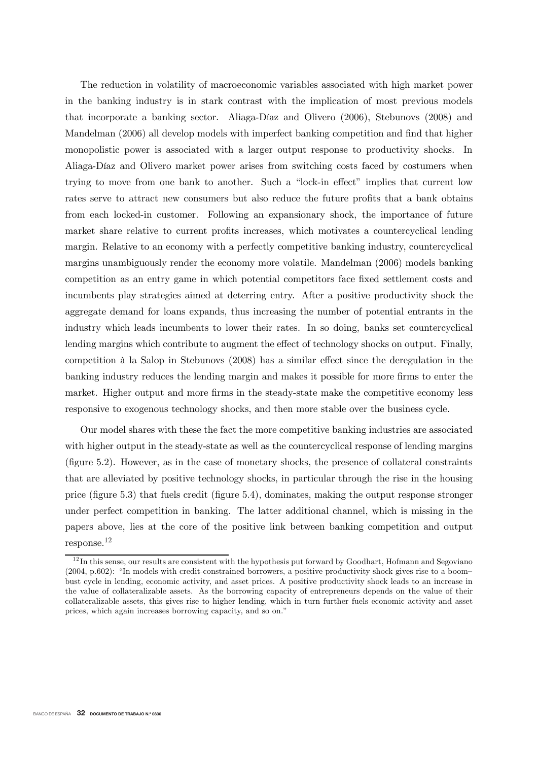The reduction in volatility of macroeconomic variables associated with high market power in the banking industry is in stark contrast with the implication of most previous models that incorporate a banking sector. Aliaga-Díaz and Olivero (2006), Stebunovs (2008) and Mandelman (2006) all develop models with imperfect banking competition and find that higher monopolistic power is associated with a larger output response to productivity shocks. In Aliaga-Díaz and Olivero market power arises from switching costs faced by costumers when trying to move from one bank to another. Such a "lock-in effect" implies that current low rates serve to attract new consumers but also reduce the future profits that a bank obtains from each locked-in customer. Following an expansionary shock, the importance of future market share relative to current profits increases, which motivates a countercyclical lending margin. Relative to an economy with a perfectly competitive banking industry, countercyclical margins unambiguously render the economy more volatile. Mandelman (2006) models banking competition as an entry game in which potential competitors face fixed settlement costs and incumbents play strategies aimed at deterring entry. After a positive productivity shock the aggregate demand for loans expands, thus increasing the number of potential entrants in the industry which leads incumbents to lower their rates. In so doing, banks set countercyclical lending margins which contribute to augment the effect of technology shocks on output. Finally, competition à la Salop in Stebunovs (2008) has a similar effect since the deregulation in the banking industry reduces the lending margin and makes it possible for more firms to enter the market. Higher output and more firms in the steady-state make the competitive economy less responsive to exogenous technology shocks, and then more stable over the business cycle.

Our model shares with these the fact the more competitive banking industries are associated with higher output in the steady-state as well as the countercyclical response of lending margins (figure 5.2). However, as in the case of monetary shocks, the presence of collateral constraints that are alleviated by positive technology shocks, in particular through the rise in the housing price (figure 5.3) that fuels credit (figure 5.4), dominates, making the output response stronger under perfect competition in banking. The latter additional channel, which is missing in the papers above, lies at the core of the positive link between banking competition and output response.[12]

[12] In this sense, our results are consistent with the hypothesis put forward by Goodhart, Hofmann and Segoviano (2004, p.602): "In models with credit-constrained borrowers, a positive productivity shock gives rise to a boom–bust cycle in lending, economic activity, and asset prices. A positive productivity shock leads to an increase in the value of collateralizable assets. As the borrowing capacity of entrepreneurs depends on the value of their collateralizable assets, this gives rise to higher lending, which in turn further fuels economic activity and asset prices, which again increases borrowing capacity, and so on."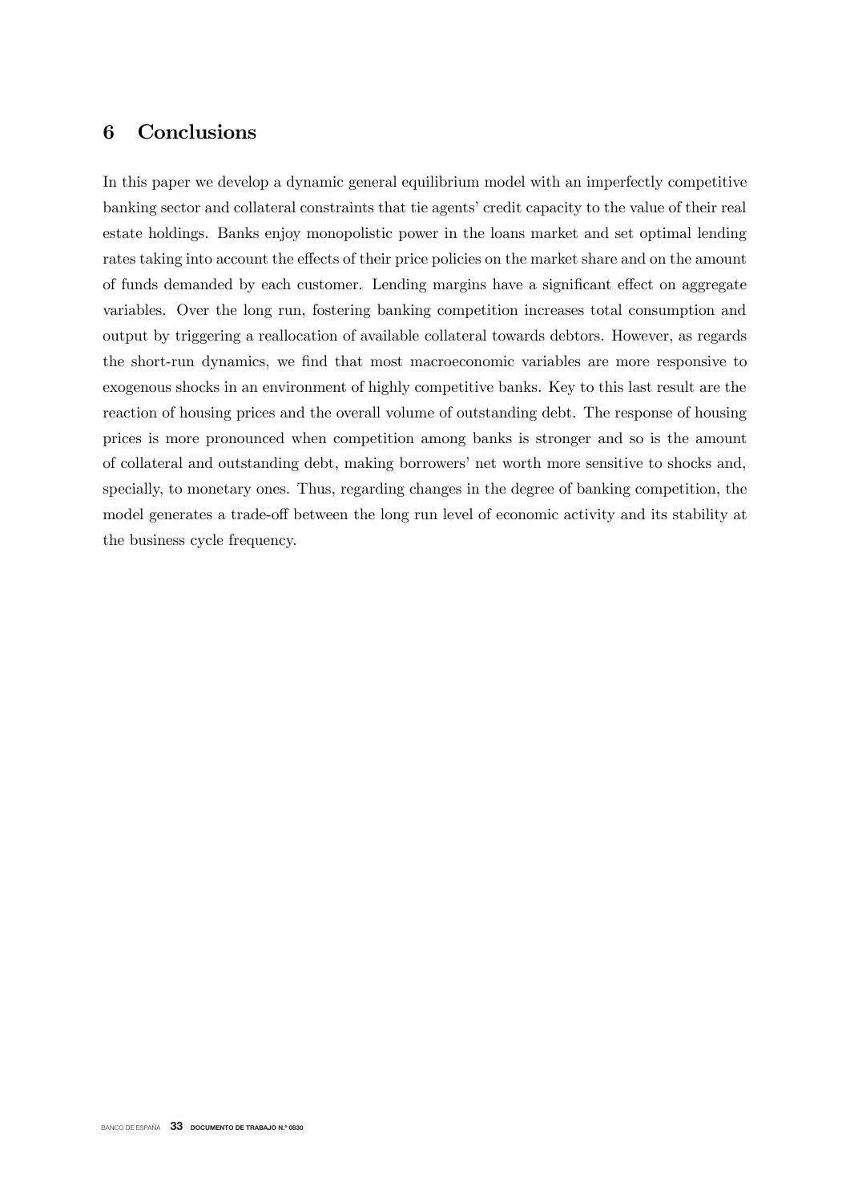## 6 Conclusions

In this paper we develop a dynamic general equilibrium model with an imperfectly competitive banking sector and collateral constraints that tie agents' credit capacity to the value of their real estate holdings. Banks enjoy monopolistic power in the loans market and set optimal lending rates taking into account the effects of their price policies on the market share and on the amount of funds demanded by each customer. Lending margins have a significant effect on aggregate variables. Over the long run, fostering banking competition increases total consumption and output by triggering a reallocation of available collateral towards debtors. However, as regards the short-run dynamics, we find that most macroeconomic variables are more responsive to exogenous shocks in an environment of highly competitive banks. Key to this last result are the reaction of housing prices and the overall volume of outstanding debt. The response of housing prices is more pronounced when competition among banks is stronger and so is the amount of collateral and outstanding debt, making borrowers' net worth more sensitive to shocks and, specially, to monetary ones. Thus, regarding changes in the degree of banking competition, the model generates a trade-off between the long run level of economic activity and its stability at the business cycle frequency.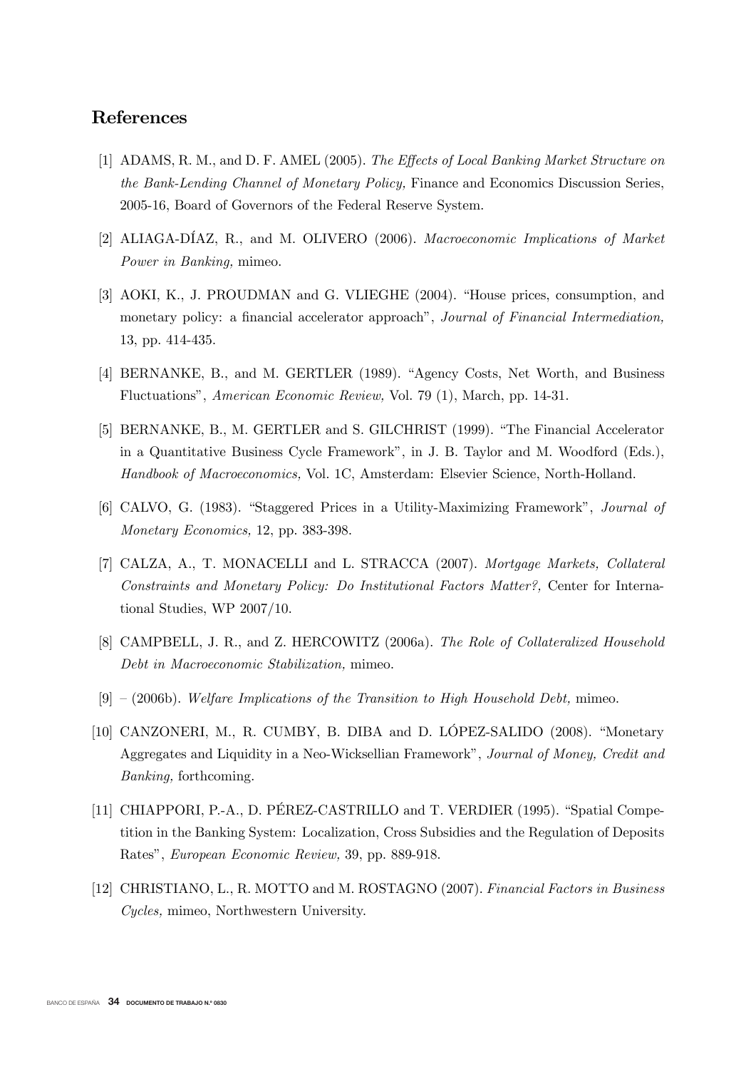## References

[1] ADAMS, R. M., and D. F. AMEL (2005). *The Effects of Local Banking Market Structure on the Bank-Lending Channel of Monetary Policy,* Finance and Economics Discussion Series, 2005-16, Board of Governors of the Federal Reserve System.

[2] ALIAGA-DÍAZ, R., and M. OLIVERO (2006). *Macroeconomic Implications of Market Power in Banking,* mimeo.

[3] AOKI, K., J. PROUDMAN and G. VLIEGHE (2004). "House prices, consumption, and monetary policy: a financial accelerator approach", *Journal of Financial Intermediation,* 13, pp. 414-435.

[4] BERNANKE, B., and M. GERTLER (1989). "Agency Costs, Net Worth, and Business Fluctuations", *American Economic Review,* Vol. 79 (1), March, pp. 14-31.

[5] BERNANKE, B., M. GERTLER and S. GILCHRIST (1999). "The Financial Accelerator in a Quantitative Business Cycle Framework", in J. B. Taylor and M. Woodford (Eds.), *Handbook of Macroeconomics,* Vol. 1C, Amsterdam: Elsevier Science, North-Holland.

[6] CALVO, G. (1983). "Staggered Prices in a Utility-Maximizing Framework", *Journal of Monetary Economics,* 12, pp. 383-398.

[7] CALZA, A., T. MONACELLI and L. STRACCA (2007). *Mortgage Markets, Collateral Constraints and Monetary Policy: Do Institutional Factors Matter?,* Center for International Studies, WP 2007/10.

[8] CAMPBELL, J. R., and Z. HERCOWITZ (2006a). *The Role of Collateralized Household Debt in Macroeconomic Stabilization,* mimeo.

[9] – (2006b). *Welfare Implications of the Transition to High Household Debt,* mimeo.

[10] CANZONERI, M., R. CUMBY, B. DIBA and D. LÓPEZ-SALIDO (2008). "Monetary Aggregates and Liquidity in a Neo-Wicksellian Framework", *Journal of Money, Credit and Banking,* forthcoming.

[11] CHIAPPORI, P.-A., D. PÉREZ-CASTRILLO and T. VERDIER (1995). "Spatial Competition in the Banking System: Localization, Cross Subsidies and the Regulation of Deposits Rates", *European Economic Review,* 39, pp. 889-918.

[12] CHRISTIANO, L., R. MOTTO and M. ROSTAGNO (2007). *Financial Factors in Business Cycles,* mimeo, Northwestern University.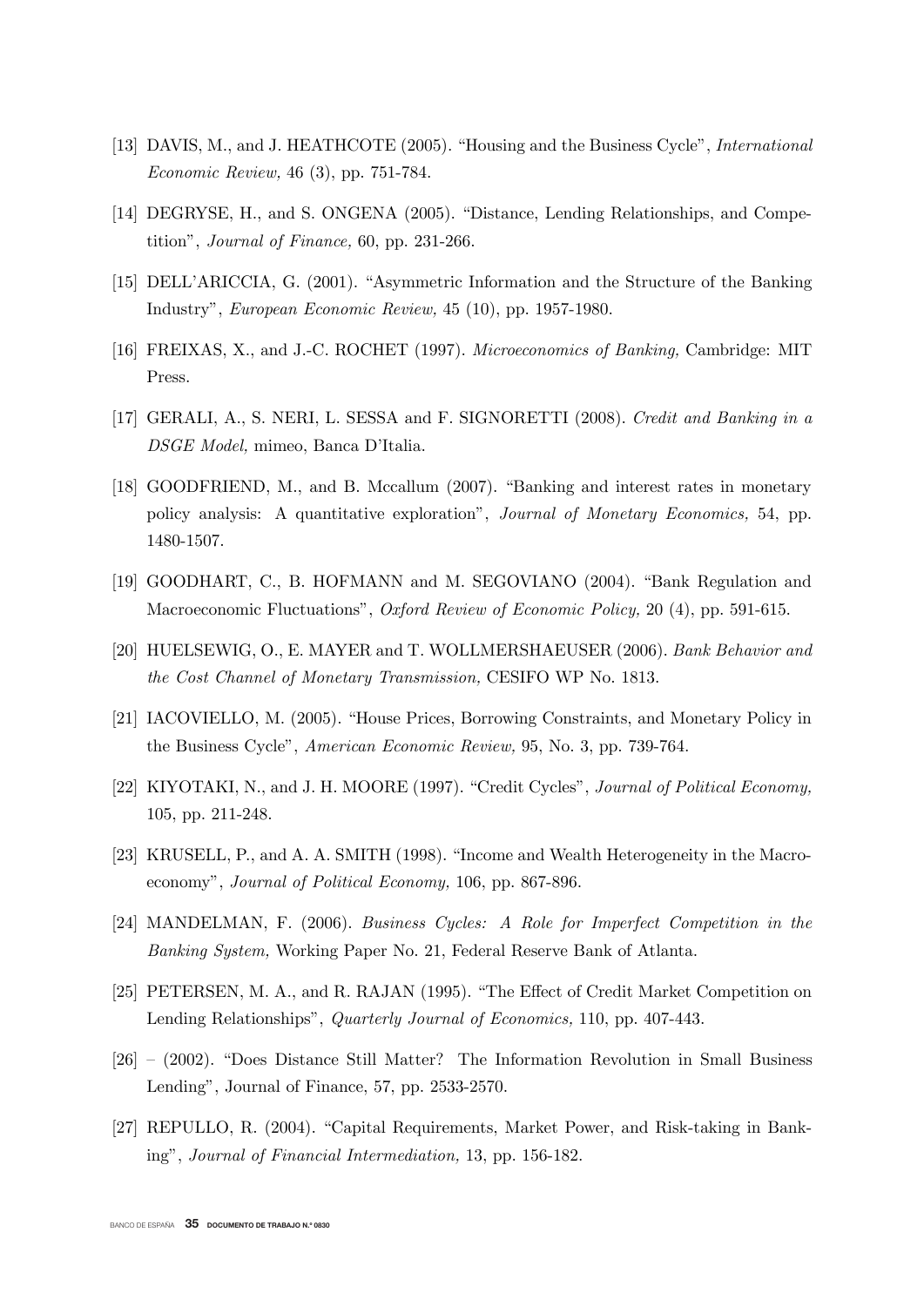[13] DAVIS, M., and J. HEATHCOTE (2005). "Housing and the Business Cycle", *International Economic Review,* 46 (3), pp. 751-784.

[14] DEGRYSE, H., and S. ONGENA (2005). "Distance, Lending Relationships, and Competition", *Journal of Finance,* 60, pp. 231-266.

[15] DELL'ARICCIA, G. (2001). "Asymmetric Information and the Structure of the Banking Industry", *European Economic Review,* 45 (10), pp. 1957-1980.

[16] FREIXAS, X., and J.-C. ROCHET (1997). *Microeconomics of Banking,* Cambridge: MIT Press.

[17] GERALI, A., S. NERI, L. SESSA and F. SIGNORETTI (2008). *Credit and Banking in a DSGE Model,* mimeo, Banca D'Italia.

[18] GOODFRIEND, M., and B. Mccallum (2007). "Banking and interest rates in monetary policy analysis: A quantitative exploration", *Journal of Monetary Economics,* 54, pp. 1480-1507.

[19] GOODHART, C., B. HOFMANN and M. SEGOVIANO (2004). "Bank Regulation and Macroeconomic Fluctuations", *Oxford Review of Economic Policy,* 20 (4), pp. 591-615.

[20] HUELSEWIG, O., E. MAYER and T. WOLLMERSHAEUSER (2006). *Bank Behavior and the Cost Channel of Monetary Transmission,* CESIFO WP No. 1813.

[21] IACOVIELLO, M. (2005). "House Prices, Borrowing Constraints, and Monetary Policy in the Business Cycle", *American Economic Review,* 95, No. 3, pp. 739-764.

[22] KIYOTAKI, N., and J. H. MOORE (1997). "Credit Cycles", *Journal of Political Economy,* 105, pp. 211-248.

[23] KRUSELL, P., and A. A. SMITH (1998). "Income and Wealth Heterogeneity in the Macroeconomy", *Journal of Political Economy,* 106, pp. 867-896.

[24] MANDELMAN, F. (2006). *Business Cycles: A Role for Imperfect Competition in the Banking System,* Working Paper No. 21, Federal Reserve Bank of Atlanta.

[25] PETERSEN, M. A., and R. RAJAN (1995). "The Effect of Credit Market Competition on Lending Relationships", *Quarterly Journal of Economics,* 110, pp. 407-443.

[26] – (2002). "Does Distance Still Matter? The Information Revolution in Small Business Lending", Journal of Finance, 57, pp. 2533-2570.

[27] REPULLO, R. (2004). "Capital Requirements, Market Power, and Risk-taking in Banking", *Journal of Financial Intermediation,* 13, pp. 156-182.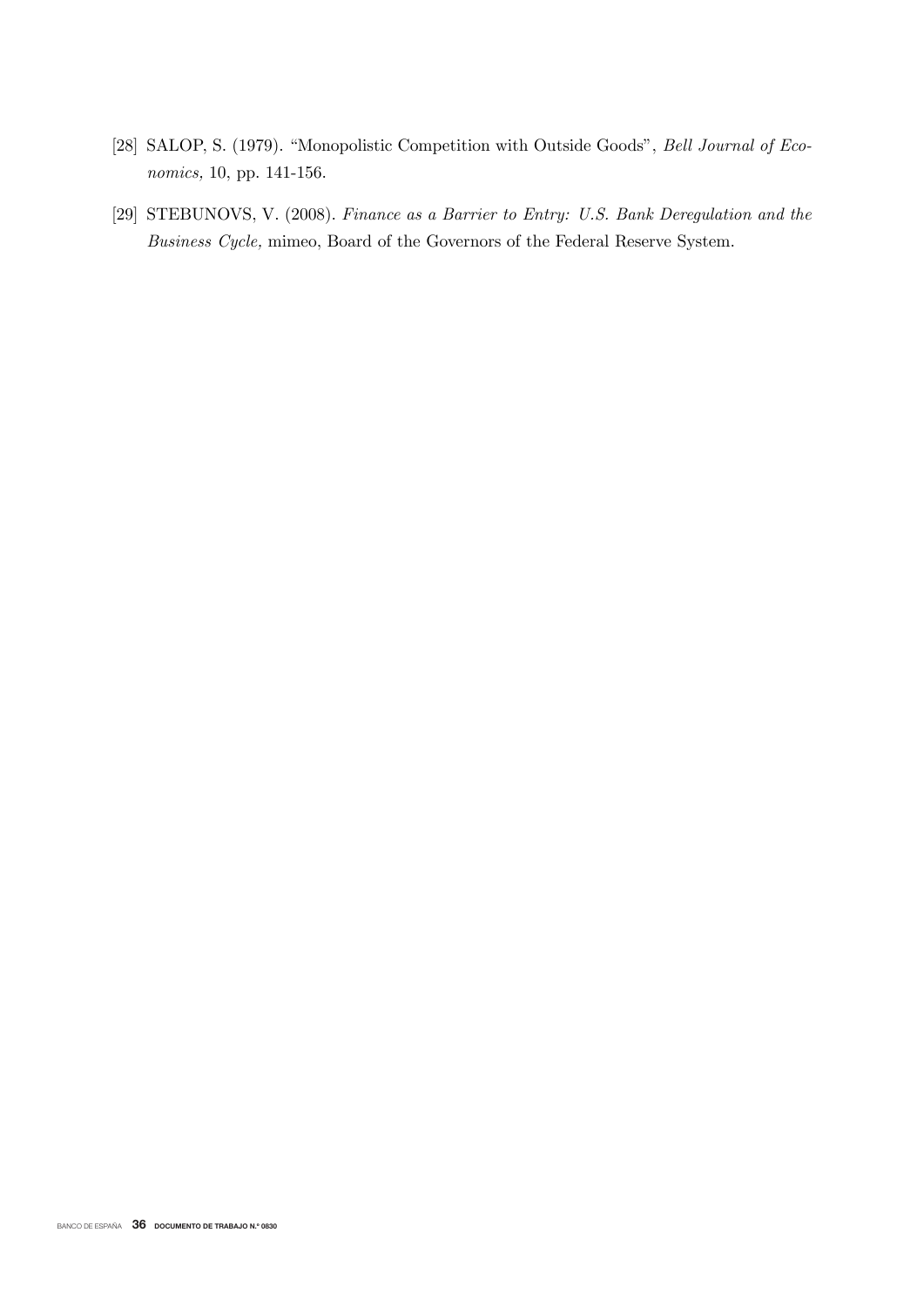[28] SALOP, S. (1979). "Monopolistic Competition with Outside Goods", *Bell Journal of Economics,* 10, pp. 141-156.

[29] STEBUNOVS, V. (2008). *Finance as a Barrier to Entry: U.S. Bank Deregulation and the Business Cycle,* mimeo, Board of the Governors of the Federal Reserve System.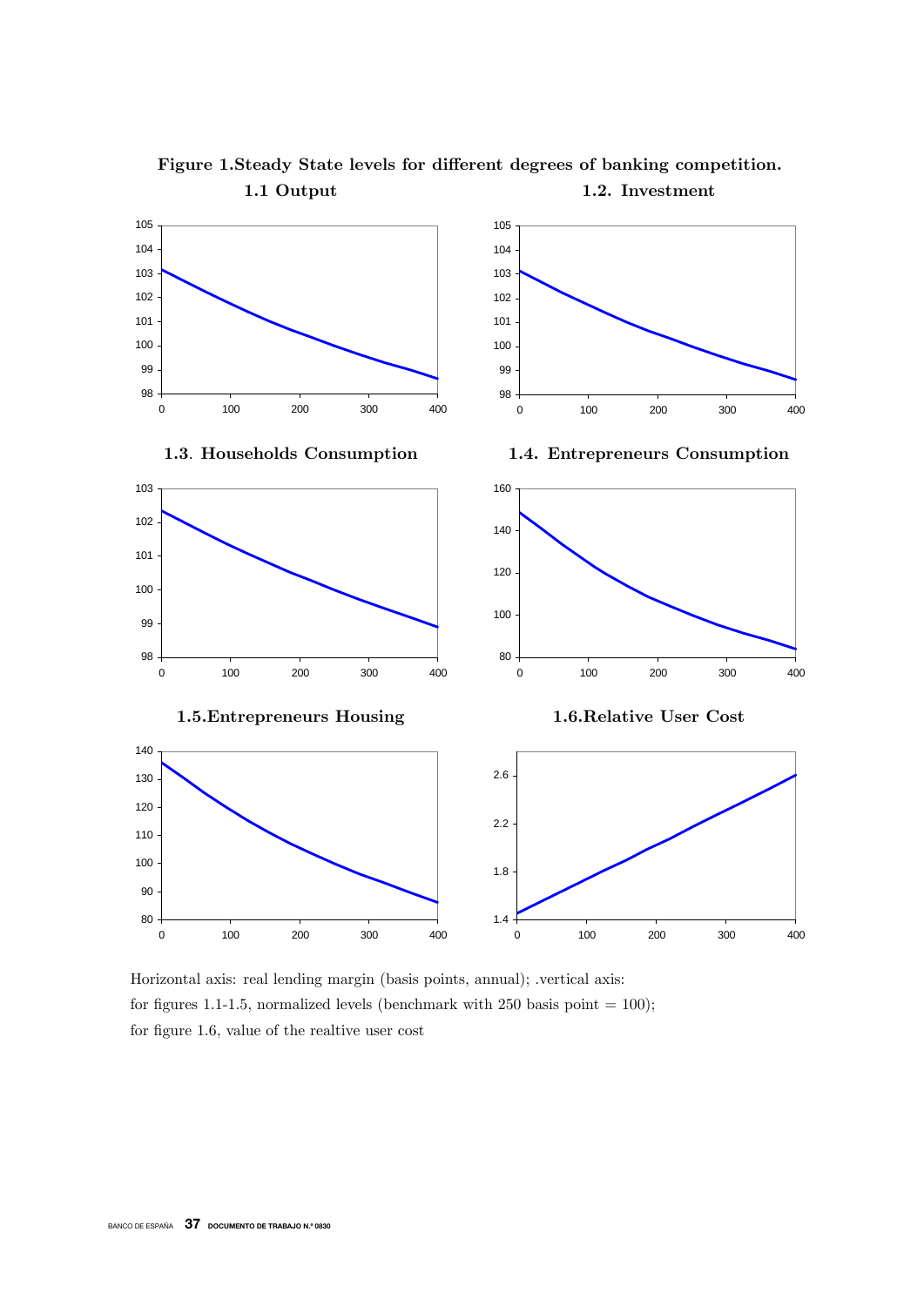**Figure 1.Steady State levels for different degrees of banking competition.**

**1.1 Output**

**1.2. Investment**

**1.3. Households Consumption**

**1.4. Entrepreneurs Consumption**

**1.5.Entrepreneurs Housing**

**1.6.Relative User Cost**

Horizontal axis: real lending margin (basis points, annual); .vertical axis: for figures 1.1-1.5, normalized levels (benchmark with 250 basis point = 100); for figure 1.6, value of the realtive user cost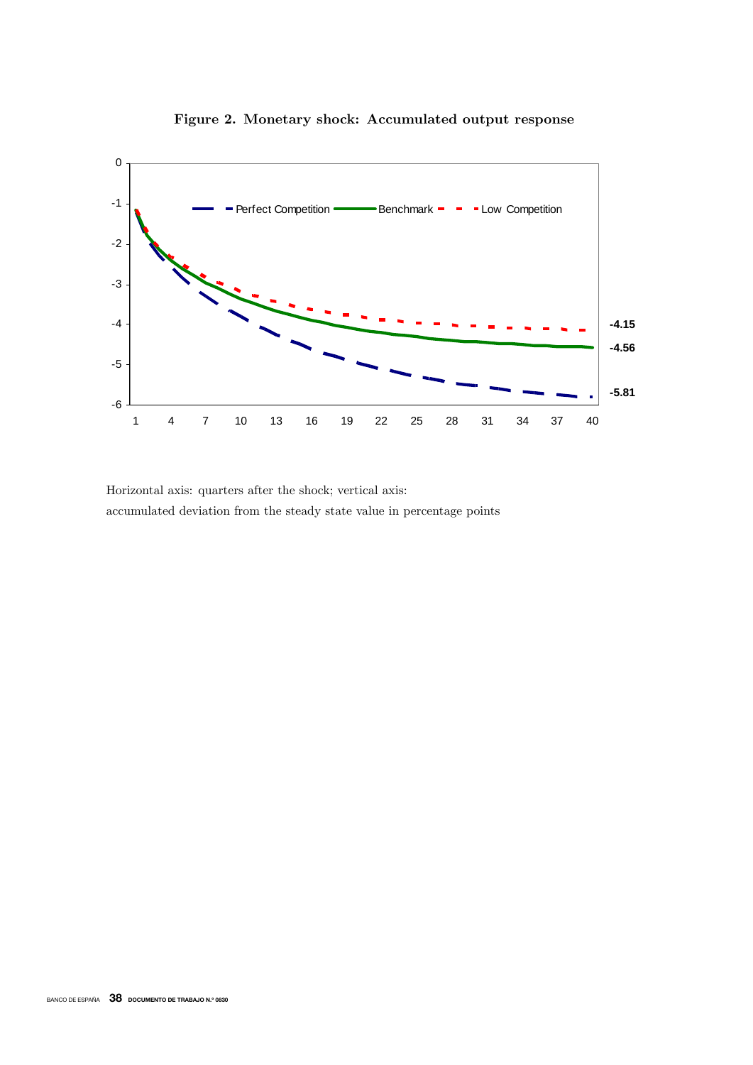**Figure 2. Monetary shock: Accumulated output response**

Horizontal axis: quarters after the shock; vertical axis:
accumulated deviation from the steady state value in percentage points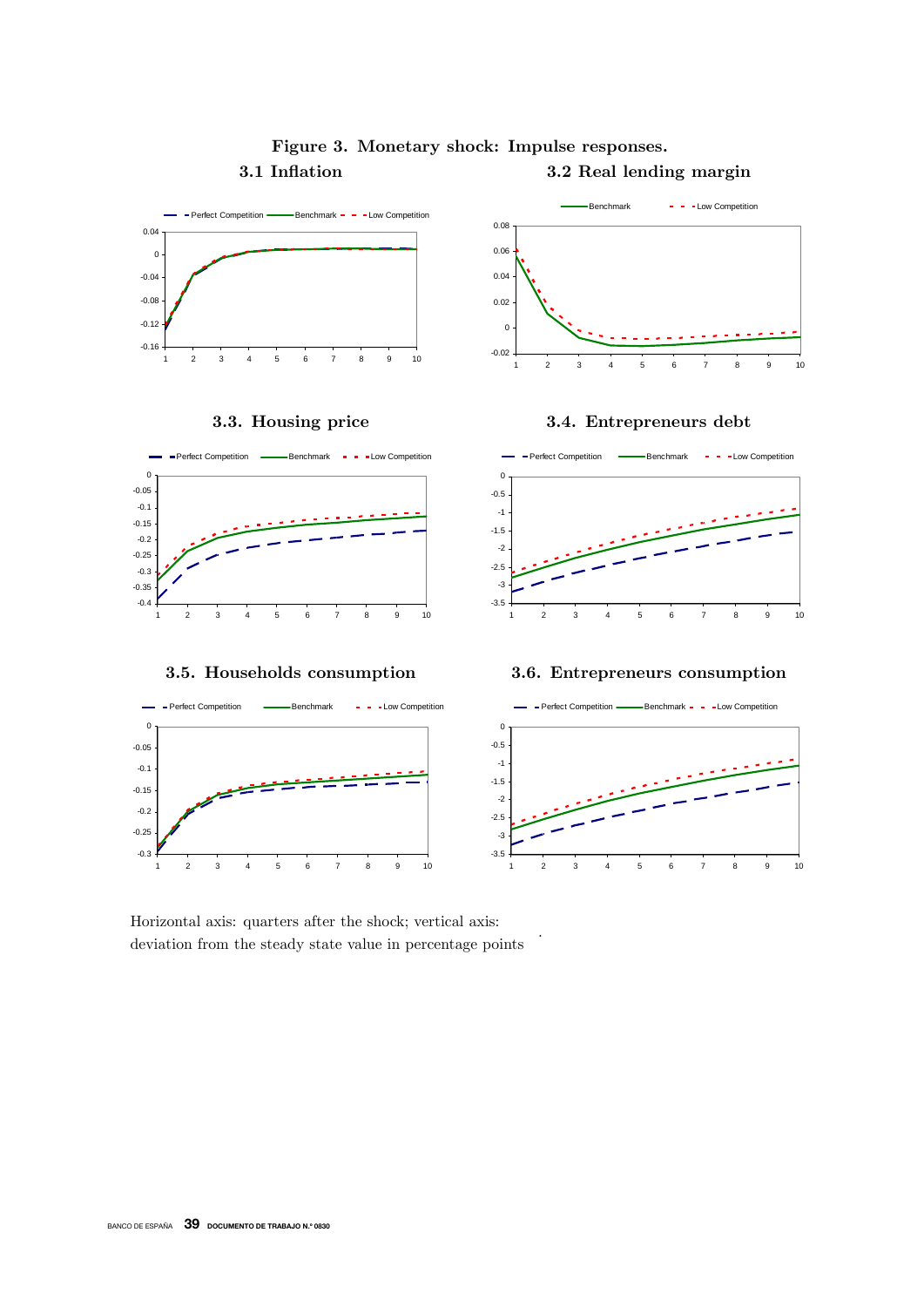**Figure 3. Monetary shock: Impulse responses.**

**3.1 Inflation**

**3.2 Real lending margin**

**3.3. Housing price**

**3.4. Entrepreneurs debt**

**3.5. Households consumption**

**3.6. Entrepreneurs consumption**

Horizontal axis: quarters after the shock; vertical axis: deviation from the steady state value in percentage points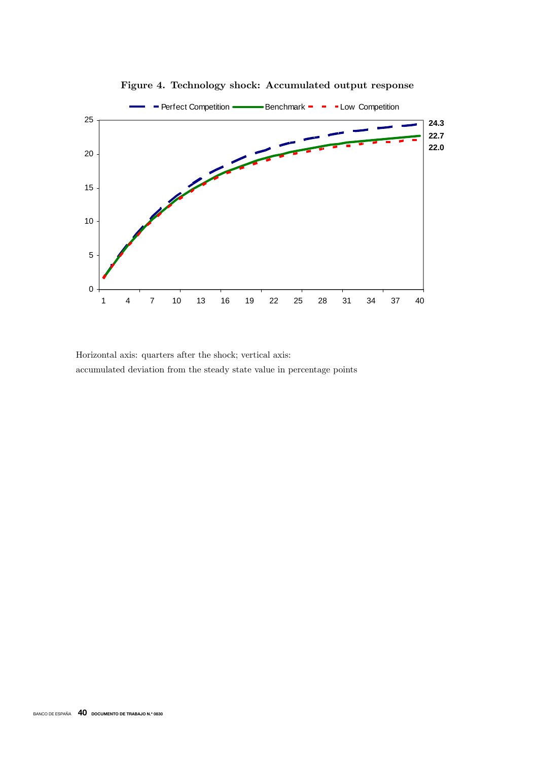**Figure 4. Technology shock: Accumulated output response**

Horizontal axis: quarters after the shock; vertical axis:
accumulated deviation from the steady state value in percentage points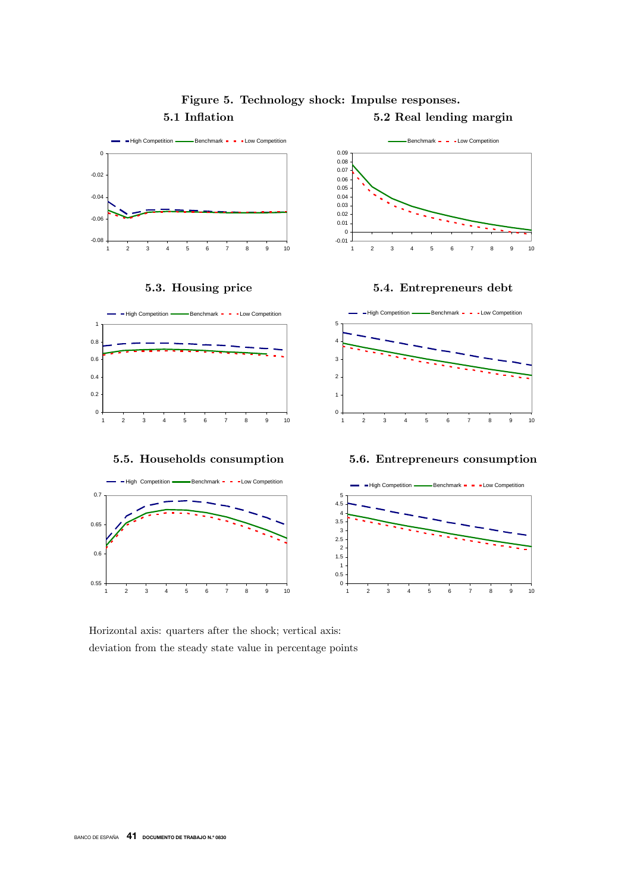# Figure 5. Technology shock: Impulse responses.

### 5.1 Inflation

### 5.2 Real lending margin

### 5.3. Housing price

### 5.4. Entrepreneurs debt

### 5.5. Households consumption

### 5.6. Entrepreneurs consumption

Horizontal axis: quarters after the shock; vertical axis:
deviation from the steady state value in percentage points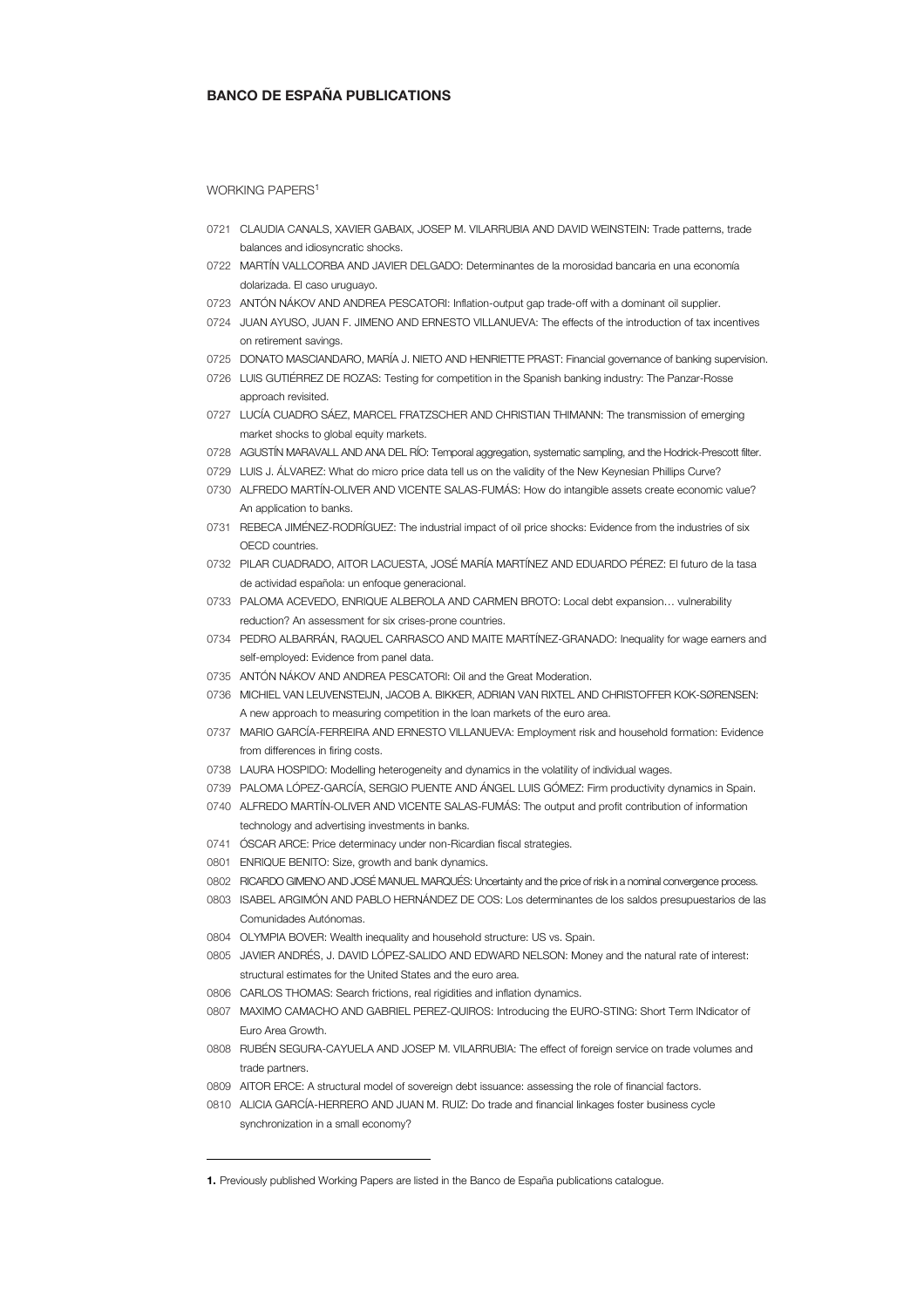## BANCO DE ESPAÑA PUBLICATIONS

WORKING PAPERS[1]

0721 CLAUDIA CANALS, XAVIER GABAIX, JOSEP M. VILARRUBIA AND DAVID WEINSTEIN: Trade patterns, trade balances and idiosyncratic shocks.

0722 MARTÍN VALLCORBA AND JAVIER DELGADO: Determinantes de la morosidad bancaria en una economía dolarizada. El caso uruguayo.

0723 ANTÓN NÁKOV AND ANDREA PESCATORI: Inflation-output gap trade-off with a dominant oil supplier.

0724 JUAN AYUSO, JUAN F. JIMENO AND ERNESTO VILLANUEVA: The effects of the introduction of tax incentives on retirement savings.

0725 DONATO MASCIANDARO, MARÍA J. NIETO AND HENRIETTE PRAST: Financial governance of banking supervision.

0726 LUIS GUTIÉRREZ DE ROZAS: Testing for competition in the Spanish banking industry: The Panzar-Rosse approach revisited.

0727 LUCÍA CUADRO SÁEZ, MARCEL FRATZSCHER AND CHRISTIAN THIMANN: The transmission of emerging market shocks to global equity markets.

0728 AGUSTÍN MARAVALL AND ANA DEL RÍO: Temporal aggregation, systematic sampling, and the Hodrick-Prescott filter.

0729 LUIS J. ÁLVAREZ: What do micro price data tell us on the validity of the New Keynesian Phillips Curve?

0730 ALFREDO MARTÍN-OLIVER AND VICENTE SALAS-FUMÁS: How do intangible assets create economic value? An application to banks.

0731 REBECA JIMÉNEZ-RODRÍGUEZ: The industrial impact of oil price shocks: Evidence from the industries of six OECD countries.

0732 PILAR CUADRADO, AITOR LACUESTA, JOSÉ MARÍA MARTÍNEZ AND EDUARDO PÉREZ: El futuro de la tasa de actividad española: un enfoque generacional.

0733 PALOMA ACEVEDO, ENRIQUE ALBEROLA AND CARMEN BROTO: Local debt expansion… vulnerability reduction? An assessment for six crises-prone countries.

0734 PEDRO ALBARRÁN, RAQUEL CARRASCO AND MAITE MARTÍNEZ-GRANADO: Inequality for wage earners and self-employed: Evidence from panel data.

0735 ANTÓN NÁKOV AND ANDREA PESCATORI: Oil and the Great Moderation.

0736 MICHIEL VAN LEUVENSTEIJN, JACOB A. BIKKER, ADRIAN VAN RIXTEL AND CHRISTOFFER KOK-SØRENSEN: A new approach to measuring competition in the loan markets of the euro area.

0737 MARIO GARCÍA-FERREIRA AND ERNESTO VILLANUEVA: Employment risk and household formation: Evidence from differences in firing costs.

0738 LAURA HOSPIDO: Modelling heterogeneity and dynamics in the volatility of individual wages.

0739 PALOMA LÓPEZ-GARCÍA, SERGIO PUENTE AND ÁNGEL LUIS GÓMEZ: Firm productivity dynamics in Spain.

0740 ALFREDO MARTÍN-OLIVER AND VICENTE SALAS-FUMÁS: The output and profit contribution of information technology and advertising investments in banks.

0741 ÓSCAR ARCE: Price determinacy under non-Ricardian fiscal strategies.

0801 ENRIQUE BENITO: Size, growth and bank dynamics.

0802 RICARDO GIMENO AND JOSÉ MANUEL MARQUÉS: Uncertainty and the price of risk in a nominal convergence process.

0803 ISABEL ARGIMÓN AND PABLO HERNÁNDEZ DE COS: Los determinantes de los saldos presupuestarios de las Comunidades Autónomas.

0804 OLYMPIA BOVER: Wealth inequality and household structure: US vs. Spain.

0805 JAVIER ANDRÉS, J. DAVID LÓPEZ-SALIDO AND EDWARD NELSON: Money and the natural rate of interest: structural estimates for the United States and the euro area.

0806 CARLOS THOMAS: Search frictions, real rigidities and inflation dynamics.

0807 MAXIMO CAMACHO AND GABRIEL PEREZ-QUIROS: Introducing the EURO-STING: Short Term INdicator of Euro Area Growth.

0808 RUBÉN SEGURA-CAYUELA AND JOSEP M. VILARRUBIA: The effect of foreign service on trade volumes and trade partners.

0809 AITOR ERCE: A structural model of sovereign debt issuance: assessing the role of financial factors.

0810 ALICIA GARCÍA-HERRERO AND JUAN M. RUIZ: Do trade and financial linkages foster business cycle synchronization in a small economy?

---

**1.** Previously published Working Papers are listed in the Banco de España publications catalogue.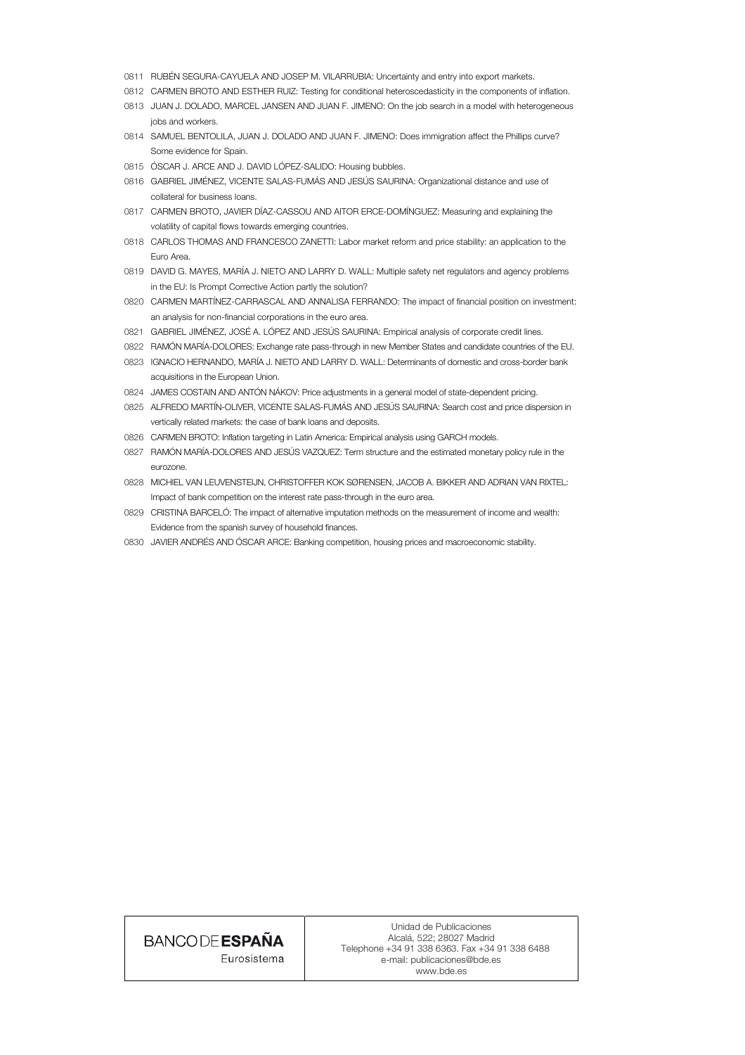0811 RUBÉN SEGURA-CAYUELA AND JOSEP M. VILARRUBIA: Uncertainty and entry into export markets.

0812 CARMEN BROTO AND ESTHER RUIZ: Testing for conditional heteroscedasticity in the components of inflation.

0813 JUAN J. DOLADO, MARCEL JANSEN AND JUAN F. JIMENO: On the job search in a model with heterogeneous jobs and workers.

0814 SAMUEL BENTOLILA, JUAN J. DOLADO AND JUAN F. JIMENO: Does immigration affect the Phillips curve? Some evidence for Spain.

0815 ÓSCAR J. ARCE AND J. DAVID LÓPEZ-SALIDO: Housing bubbles.

0816 GABRIEL JIMÉNEZ, VICENTE SALAS-FUMÁS AND JESÚS SAURINA: Organizational distance and use of collateral for business loans.

0817 CARMEN BROTO, JAVIER DÍAZ-CASSOU AND AITOR ERCE-DOMÍNGUEZ: Measuring and explaining the volatility of capital flows towards emerging countries.

0818 CARLOS THOMAS AND FRANCESCO ZANETTI: Labor market reform and price stability: an application to the Euro Area.

0819 DAVID G. MAYES, MARÍA J. NIETO AND LARRY D. WALL: Multiple safety net regulators and agency problems in the EU: Is Prompt Corrective Action partly the solution?

0820 CARMEN MARTÍNEZ-CARRASCAL AND ANNALISA FERRANDO: The impact of financial position on investment: an analysis for non-financial corporations in the euro area.

0821 GABRIEL JIMÉNEZ, JOSÉ A. LÓPEZ AND JESÚS SAURINA: Empirical analysis of corporate credit lines.

0822 RAMÓN MARÍA-DOLORES: Exchange rate pass-through in new Member States and candidate countries of the EU.

0823 IGNACIO HERNANDO, MARÍA J. NIETO AND LARRY D. WALL: Determinants of domestic and cross-border bank acquisitions in the European Union.

0824 JAMES COSTAIN AND ANTÓN NÁKOV: Price adjustments in a general model of state-dependent pricing.

0825 ALFREDO MARTÍN-OLIVER, VICENTE SALAS-FUMÁS AND JESÚS SAURINA: Search cost and price dispersion in vertically related markets: the case of bank loans and deposits.

0826 CARMEN BROTO: Inflation targeting in Latin America: Empirical analysis using GARCH models.

0827 RAMÓN MARÍA-DOLORES AND JESÚS VAZQUEZ: Term structure and the estimated monetary policy rule in the eurozone.

0828 MICHIEL VAN LEUVENSTEIJN, CHRISTOFFER KOK SØRENSEN, JACOB A. BIKKER AND ADRIAN VAN RIXTEL: Impact of bank competition on the interest rate pass-through in the euro area.

0829 CRISTINA BARCELÓ: The impact of alternative imputation methods on the measurement of income and wealth: Evidence from the spanish survey of household finances.

0830 JAVIER ANDRÉS AND ÓSCAR ARCE: Banking competition, housing prices and macroeconomic stability.

BANCO DE **ESPAÑA**
Eurosistema

Unidad de Publicaciones
Alcalá, 522; 28027 Madrid
Telephone +34 91 338 6363. Fax +34 91 338 6488
e-mail: publicaciones@bde.es
www.bde.es